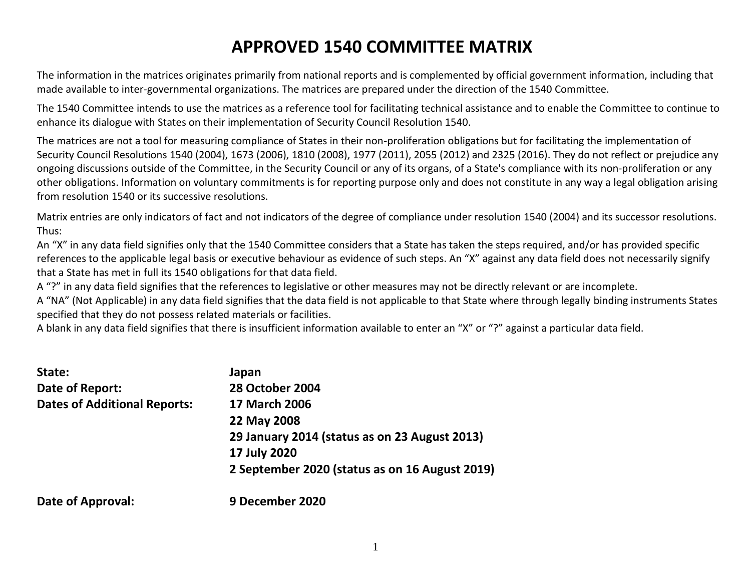# APPROVED 1540 COMMITTEE MATRIX

The information in the matrices originates primarily from national reports and is complemented by official government information, including that made available to inter-governmental organizations. The matrices are prepared under the direction of the 1540 Committee.

The 1540 Committee intends to use the matrices as a reference tool for facilitating technical assistance and to enable the Committee to continue to enhance its dialogue with States on their implementation of Security Council Resolution 1540.

The matrices are not a tool for measuring compliance of States in their non-proliferation obligations but for facilitating the implementation of Security Council Resolutions 1540 (2004), 1673 (2006), 1810 (2008), 1977 (2011), 2055 (2012) and 2325 (2016). They do not reflect or prejudice any ongoing discussions outside of the Committee, in the Security Council or any of its organs, of a State's compliance with its non-proliferation or any other obligations. Information on voluntary commitments is for reporting purpose only and does not constitute in any way a legal obligation arising from resolution 1540 or its successive resolutions.

Matrix entries are only indicators of fact and not indicators of the degree of compliance under resolution 1540 (2004) and its successor resolutions. Thus:
An "X" in any data field signifies only that the 1540 Committee considers that a State has taken the steps required, and/or has provided specific references to the applicable legal basis or executive behaviour as evidence of such steps. An "X" against any data field does not necessarily signify that a State has met in full its 1540 obligations for that data field.
A "?" in any data field signifies that the references to legislative or other measures may not be directly relevant or are incomplete.
A "NA" (Not Applicable) in any data field signifies that the data field is not applicable to that State where through legally binding instruments States specified that they do not possess related materials or facilities.
A blank in any data field signifies that there is insufficient information available to enter an "X" or "?" against a particular data field.

**State:** **Japan**

**Date of Report:** **28 October 2004**

**Dates of Additional Reports:** **17 March 2006**
**22 May 2008**
**29 January 2014 (status as on 23 August 2013)**
**17 July 2020**
**2 September 2020 (status as on 16 August 2019)**

**Date of Approval:** **9 December 2020**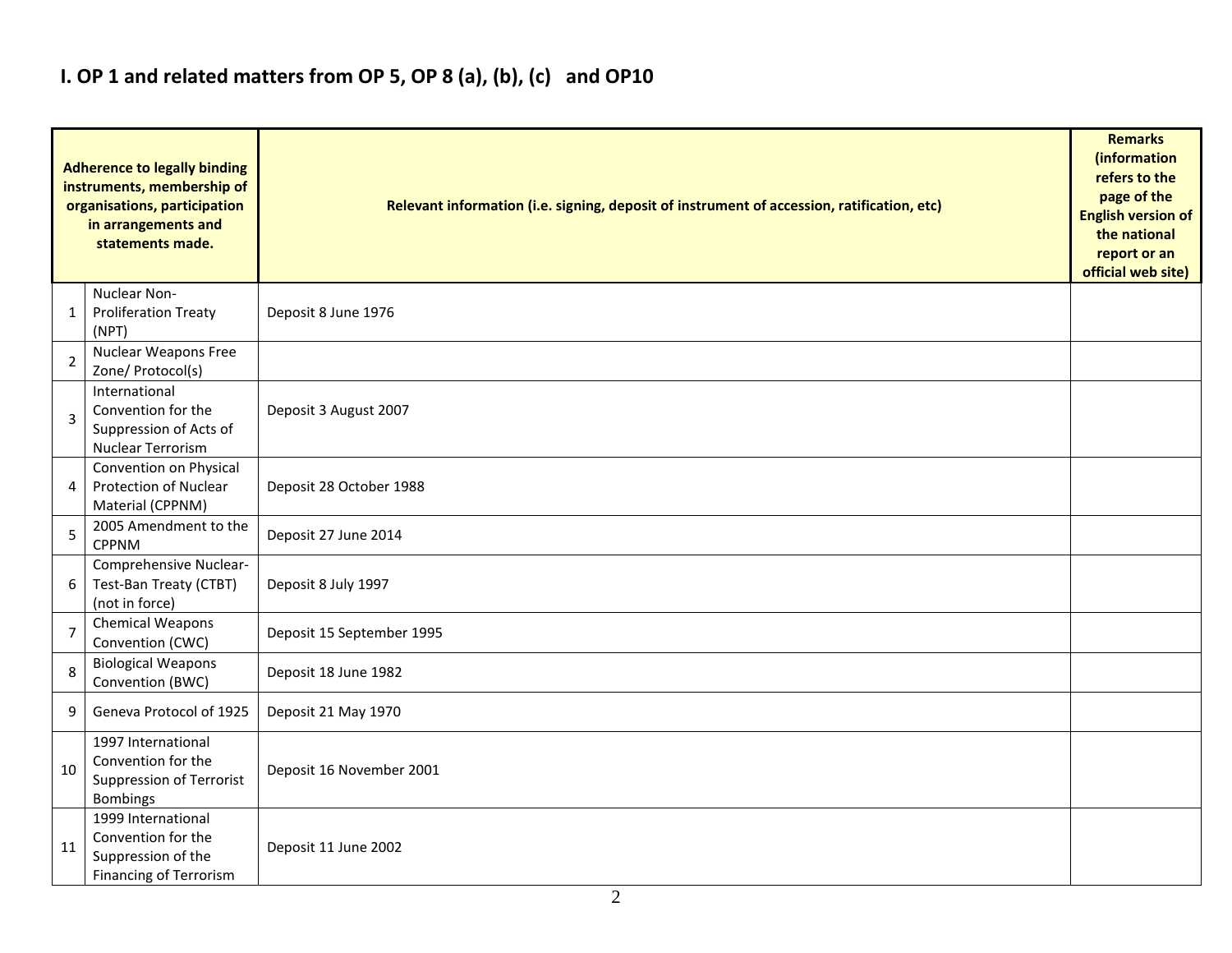## I. OP 1 and related matters from OP 5, OP 8 (a), (b), (c) and OP10

| | Adherence to legally binding instruments, membership of organisations, participation in arrangements and statements made. | Relevant information (i.e. signing, deposit of instrument of accession, ratification, etc) | Remarks (information refers to the page of the English version of the national report or an official web site) |
|---|---|---|---|
| 1 | Nuclear Non-Proliferation Treaty (NPT) | Deposit 8 June 1976 | |
| 2 | Nuclear Weapons Free Zone/ Protocol(s) | | |
| 3 | International Convention for the Suppression of Acts of Nuclear Terrorism | Deposit 3 August 2007 | |
| 4 | Convention on Physical Protection of Nuclear Material (CPPNM) | Deposit 28 October 1988 | |
| 5 | 2005 Amendment to the CPPNM | Deposit 27 June 2014 | |
| 6 | Comprehensive Nuclear-Test-Ban Treaty (CTBT) (not in force) | Deposit 8 July 1997 | |
| 7 | Chemical Weapons Convention (CWC) | Deposit 15 September 1995 | |
| 8 | Biological Weapons Convention (BWC) | Deposit 18 June 1982 | |
| 9 | Geneva Protocol of 1925 | Deposit 21 May 1970 | |
| 10 | 1997 International Convention for the Suppression of Terrorist Bombings | Deposit 16 November 2001 | |
| 11 | 1999 International Convention for the Suppression of the Financing of Terrorism | Deposit 11 June 2002 | |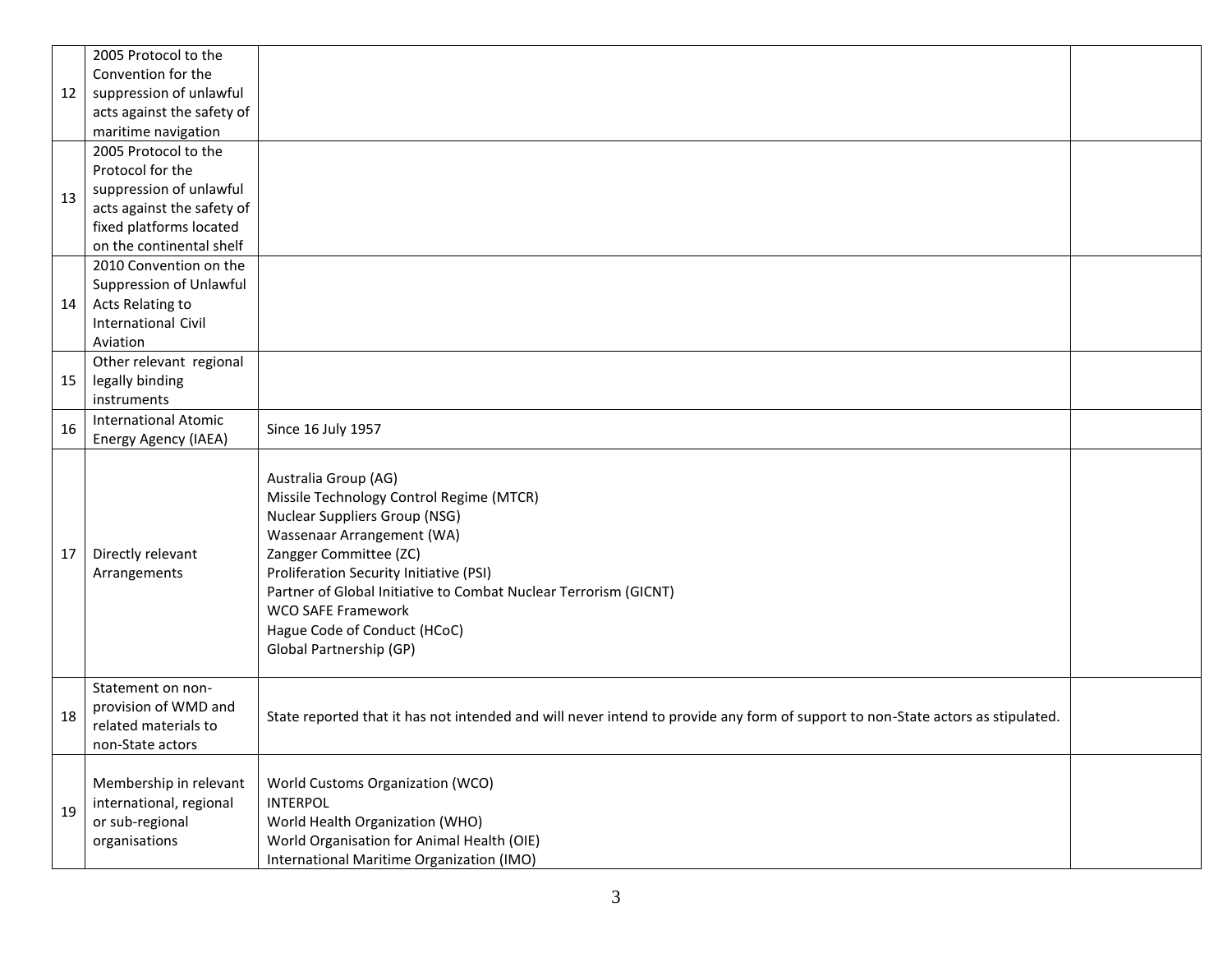| | | | |
|---|---|---|---|
| 12 | 2005 Protocol to the Convention for the suppression of unlawful acts against the safety of maritime navigation | | |
| 13 | 2005 Protocol to the Protocol for the suppression of unlawful acts against the safety of fixed platforms located on the continental shelf | | |
| 14 | 2010 Convention on the Suppression of Unlawful Acts Relating to International Civil Aviation | | |
| 15 | Other relevant regional legally binding instruments | | |
| 16 | International Atomic Energy Agency (IAEA) | Since 16 July 1957 | |
| 17 | Directly relevant Arrangements | Australia Group (AG)<br>Missile Technology Control Regime (MTCR)<br>Nuclear Suppliers Group (NSG)<br>Wassenaar Arrangement (WA)<br>Zangger Committee (ZC)<br>Proliferation Security Initiative (PSI)<br>Partner of Global Initiative to Combat Nuclear Terrorism (GICNT)<br>WCO SAFE Framework<br>Hague Code of Conduct (HCoC)<br>Global Partnership (GP) | |
| 18 | Statement on non-provision of WMD and related materials to non-State actors | State reported that it has not intended and will never intend to provide any form of support to non-State actors as stipulated. | |
| 19 | Membership in relevant international, regional or sub-regional organisations | World Customs Organization (WCO)<br>INTERPOL<br>World Health Organization (WHO)<br>World Organisation for Animal Health (OIE)<br>International Maritime Organization (IMO) | |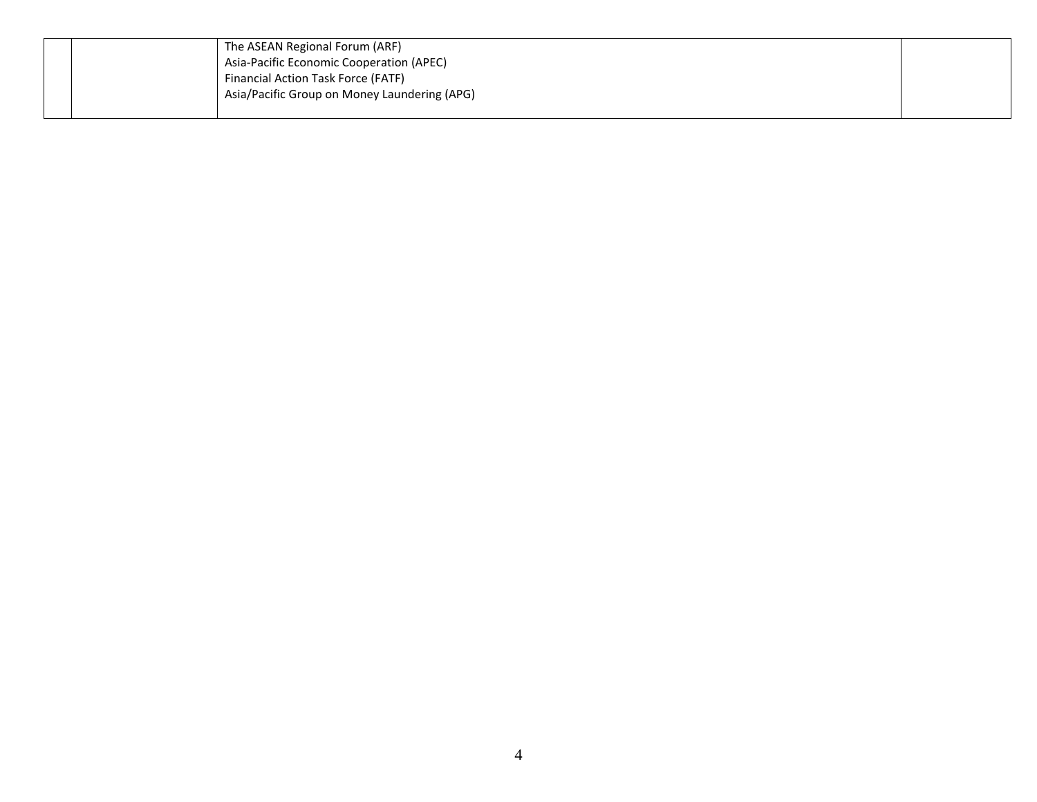|  |  |  |  |
|---|---|---|---|
|  |  | The ASEAN Regional Forum (ARF)<br>Asia-Pacific Economic Cooperation (APEC)<br>Financial Action Task Force (FATF)<br>Asia/Pacific Group on Money Laundering (APG) |  |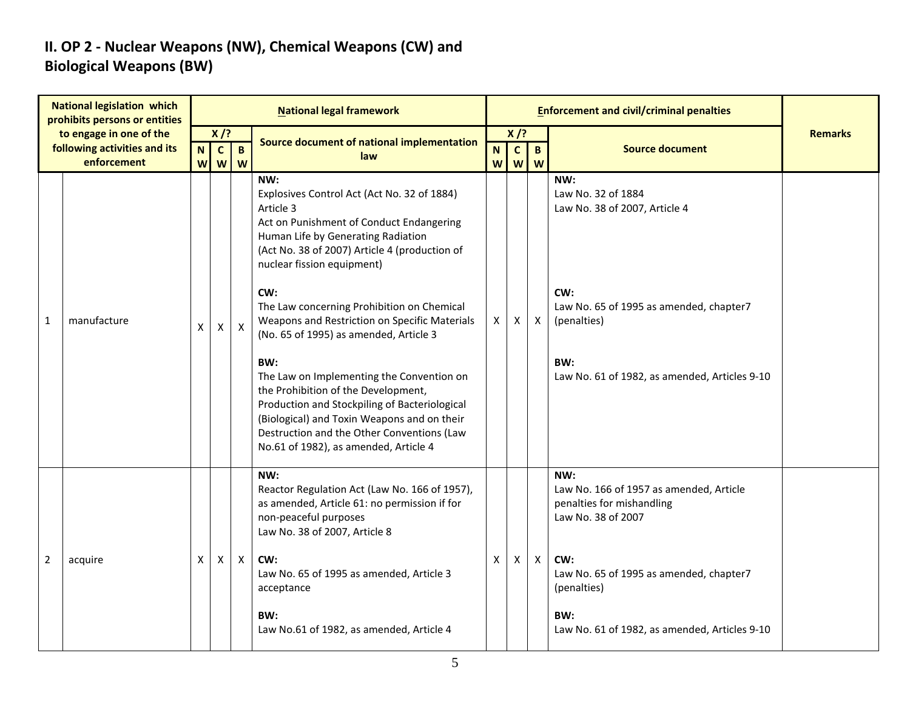## II. OP 2 - Nuclear Weapons (NW), Chemical Weapons (CW) and Biological Weapons (BW)

| National legislation which prohibits persons or entities to engage in one of the following activities and its enforcement | | National legal framework | | | | Enforcement and civil/criminal penalties | | | | Remarks |
|---|---|---|---|---|---|---|---|---|---|---|
| | | X /? | | | Source document of national implementation law | X /? | | | Source document | |
| | | NW | CW | BW | | NW | CW | BW | | |
| 1 | manufacture | X | X | X | **NW:**<br>Explosives Control Act (Act No. 32 of 1884) Article 3<br>Act on Punishment of Conduct Endangering Human Life by Generating Radiation (Act No. 38 of 2007) Article 4 (production of nuclear fission equipment)<br><br>**CW:**<br>The Law concerning Prohibition on Chemical Weapons and Restriction on Specific Materials (No. 65 of 1995) as amended, Article 3<br><br>**BW:**<br>The Law on Implementing the Convention on the Prohibition of the Development, Production and Stockpiling of Bacteriological (Biological) and Toxin Weapons and on their Destruction and the Other Conventions (Law No.61 of 1982), as amended, Article 4 | X | X | X | **NW:**<br>Law No. 32 of 1884<br>Law No. 38 of 2007, Article 4<br><br>**CW:**<br>Law No. 65 of 1995 as amended, chapter7 (penalties)<br><br>**BW:**<br>Law No. 61 of 1982, as amended, Articles 9-10 | |
| 2 | acquire | X | X | X | **NW:**<br>Reactor Regulation Act (Law No. 166 of 1957), as amended, Article 61: no permission if for non-peaceful purposes<br>Law No. 38 of 2007, Article 8<br><br>**CW:**<br>Law No. 65 of 1995 as amended, Article 3 acceptance<br><br>**BW:**<br>Law No.61 of 1982, as amended, Article 4 | X | X | X | **NW:**<br>Law No. 166 of 1957 as amended, Article penalties for mishandling<br>Law No. 38 of 2007<br><br>**CW:**<br>Law No. 65 of 1995 as amended, chapter7 (penalties)<br><br>**BW:**<br>Law No. 61 of 1982, as amended, Articles 9-10 | |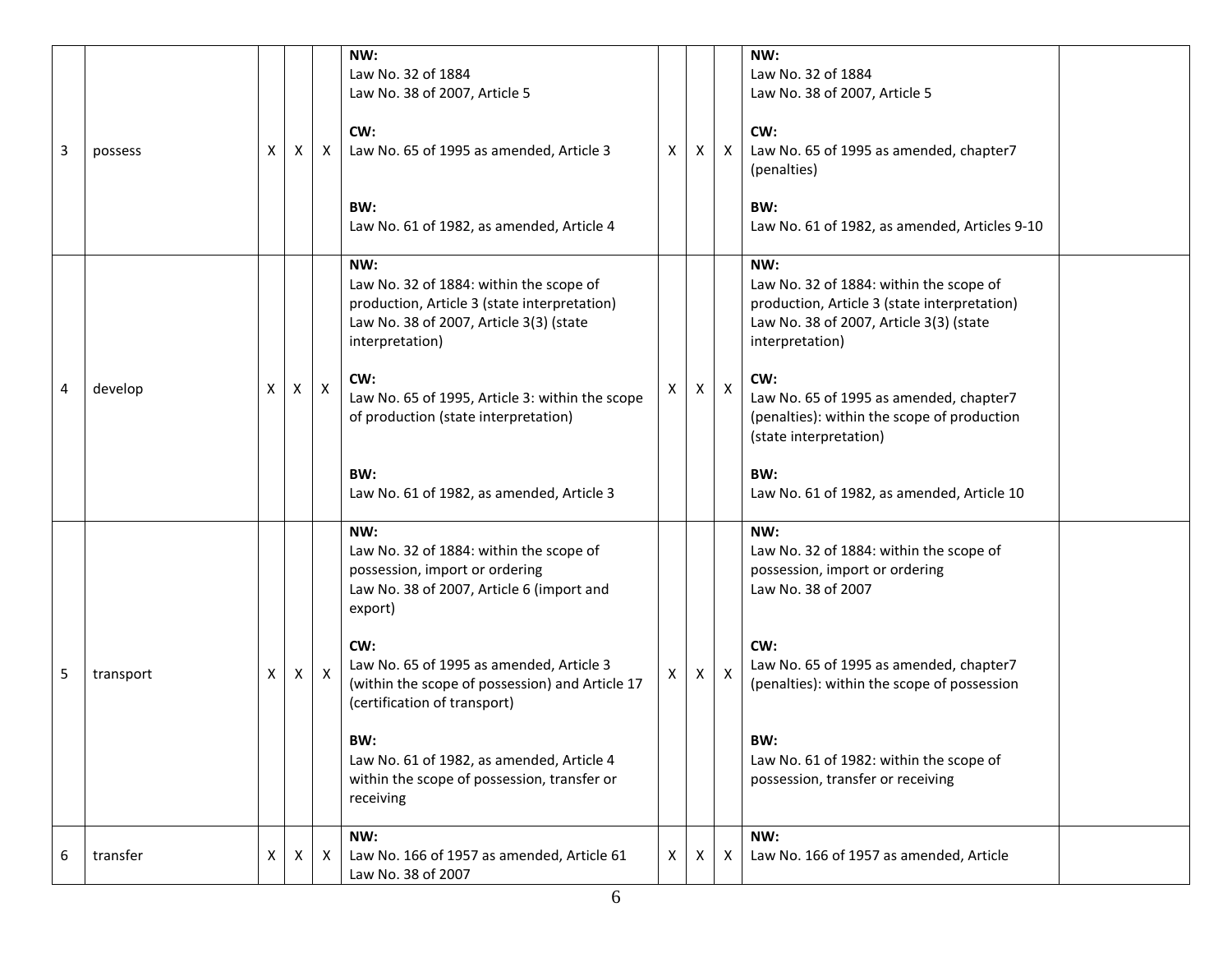| 3 | possess | X | X | X | NW:<br>Law No. 32 of 1884<br>Law No. 38 of 2007, Article 5<br><br>CW:<br>Law No. 65 of 1995 as amended, Article 3<br><br>BW:<br>Law No. 61 of 1982, as amended, Article 4 | X | X | X | NW:<br>Law No. 32 of 1884<br>Law No. 38 of 2007, Article 5<br><br>CW:<br>Law No. 65 of 1995 as amended, chapter7 (penalties)<br><br>BW:<br>Law No. 61 of 1982, as amended, Articles 9-10 | |
|---|---|---|---|---|---|---|---|---|---|---|
| 4 | develop | X | X | X | NW:<br>Law No. 32 of 1884: within the scope of production, Article 3 (state interpretation)<br>Law No. 38 of 2007, Article 3(3) (state interpretation)<br><br>CW:<br>Law No. 65 of 1995, Article 3: within the scope of production (state interpretation)<br><br>BW:<br>Law No. 61 of 1982, as amended, Article 3 | X | X | X | NW:<br>Law No. 32 of 1884: within the scope of production, Article 3 (state interpretation)<br>Law No. 38 of 2007, Article 3(3) (state interpretation)<br><br>CW:<br>Law No. 65 of 1995 as amended, chapter7 (penalties): within the scope of production (state interpretation)<br><br>BW:<br>Law No. 61 of 1982, as amended, Article 10 | |
| 5 | transport | X | X | X | NW:<br>Law No. 32 of 1884: within the scope of possession, import or ordering<br>Law No. 38 of 2007, Article 6 (import and export)<br><br>CW:<br>Law No. 65 of 1995 as amended, Article 3 (within the scope of possession) and Article 17 (certification of transport)<br><br>BW:<br>Law No. 61 of 1982, as amended, Article 4 within the scope of possession, transfer or receiving | X | X | X | NW:<br>Law No. 32 of 1884: within the scope of possession, import or ordering<br>Law No. 38 of 2007<br><br>CW:<br>Law No. 65 of 1995 as amended, chapter7 (penalties): within the scope of possession<br><br>BW:<br>Law No. 61 of 1982: within the scope of possession, transfer or receiving | |
| 6 | transfer | X | X | X | NW:<br>Law No. 166 of 1957 as amended, Article 61<br>Law No. 38 of 2007 | X | X | X | NW:<br>Law No. 166 of 1957 as amended, Article | |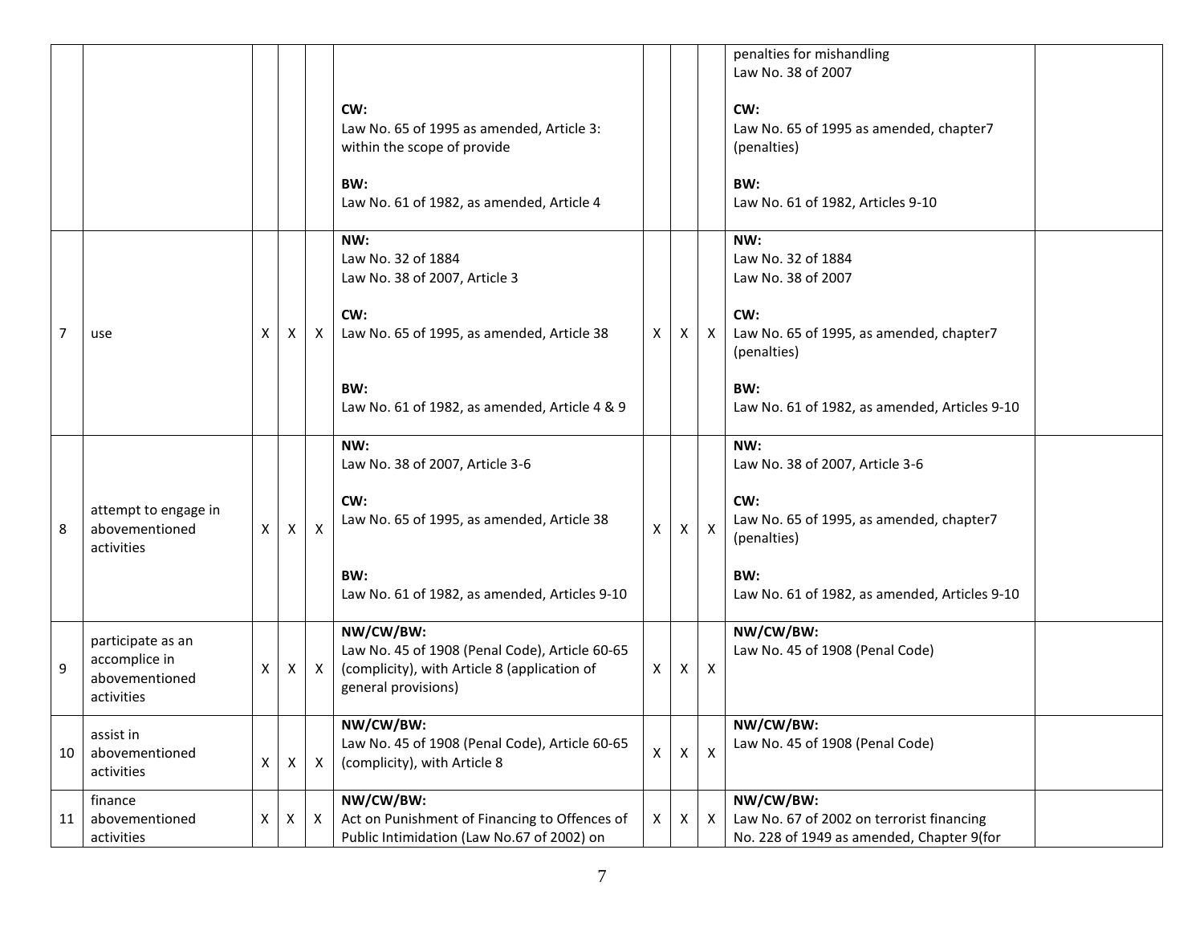| | | | | | | | | | | |
|---|---|---|---|---|---|---|---|---|---|---|
| | | | | | CW:<br>Law No. 65 of 1995 as amended, Article 3: within the scope of provide<br><br>BW:<br>Law No. 61 of 1982, as amended, Article 4 | | | | penalties for mishandling<br>Law No. 38 of 2007<br><br>CW:<br>Law No. 65 of 1995 as amended, chapter7 (penalties)<br><br>BW:<br>Law No. 61 of 1982, Articles 9-10 | |
| 7 | use | X | X | X | NW:<br>Law No. 32 of 1884<br>Law No. 38 of 2007, Article 3<br><br>CW:<br>Law No. 65 of 1995, as amended, Article 38<br><br>BW:<br>Law No. 61 of 1982, as amended, Article 4 & 9 | X | X | X | NW:<br>Law No. 32 of 1884<br>Law No. 38 of 2007<br><br>CW:<br>Law No. 65 of 1995, as amended, chapter7 (penalties)<br><br>BW:<br>Law No. 61 of 1982, as amended, Articles 9-10 | |
| 8 | attempt to engage in abovementioned activities | X | X | X | NW:<br>Law No. 38 of 2007, Article 3-6<br><br>CW:<br>Law No. 65 of 1995, as amended, Article 38<br><br>BW:<br>Law No. 61 of 1982, as amended, Articles 9-10 | X | X | X | NW:<br>Law No. 38 of 2007, Article 3-6<br><br>CW:<br>Law No. 65 of 1995, as amended, chapter7 (penalties)<br><br>BW:<br>Law No. 61 of 1982, as amended, Articles 9-10 | |
| 9 | participate as an accomplice in abovementioned activities | X | X | X | NW/CW/BW:<br>Law No. 45 of 1908 (Penal Code), Article 60-65 (complicity), with Article 8 (application of general provisions) | X | X | X | NW/CW/BW:<br>Law No. 45 of 1908 (Penal Code) | |
| 10 | assist in abovementioned activities | X | X | X | NW/CW/BW:<br>Law No. 45 of 1908 (Penal Code), Article 60-65 (complicity), with Article 8 | X | X | X | NW/CW/BW:<br>Law No. 45 of 1908 (Penal Code) | |
| 11 | finance abovementioned activities | X | X | X | NW/CW/BW:<br>Act on Punishment of Financing to Offences of Public Intimidation (Law No.67 of 2002) on | X | X | X | NW/CW/BW:<br>Law No. 67 of 2002 on terrorist financing<br>No. 228 of 1949 as amended, Chapter 9(for | |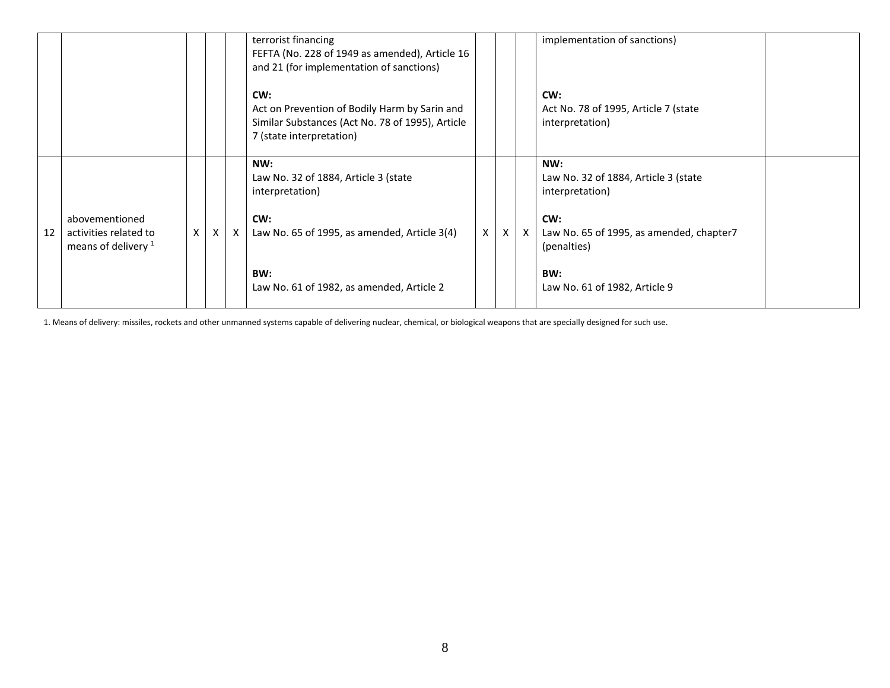| | | | | | | | | | | |
|---|---|---|---|---|---|---|---|---|---|---|
| | | | | | terrorist financing<br>FEFTA (No. 228 of 1949 as amended), Article 16 and 21 (for implementation of sanctions)<br><br>**CW:**<br>Act on Prevention of Bodily Harm by Sarin and Similar Substances (Act No. 78 of 1995), Article 7 (state interpretation) | | | | implementation of sanctions)<br><br>**CW:**<br>Act No. 78 of 1995, Article 7 (state interpretation) | |
| 12 | abovementioned activities related to means of delivery [1] | X | X | X | **NW:**<br>Law No. 32 of 1884, Article 3 (state interpretation)<br><br>**CW:**<br>Law No. 65 of 1995, as amended, Article 3(4)<br><br>**BW:**<br>Law No. 61 of 1982, as amended, Article 2 | X | X | X | **NW:**<br>Law No. 32 of 1884, Article 3 (state interpretation)<br><br>**CW:**<br>Law No. 65 of 1995, as amended, chapter7 (penalties)<br><br>**BW:**<br>Law No. 61 of 1982, Article 9 | |

1. Means of delivery: missiles, rockets and other unmanned systems capable of delivering nuclear, chemical, or biological weapons that are specially designed for such use.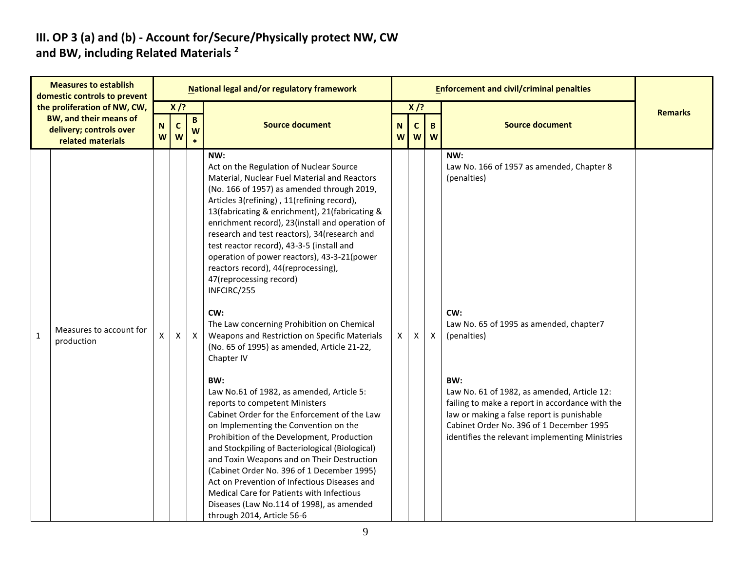## III. OP 3 (a) and (b) - Account for/Secure/Physically protect NW, CW and BW, including Related Materials [2]

| | Measures to establish domestic controls to prevent the proliferation of NW, CW, BW, and their means of delivery; controls over related materials | National legal and/or regulatory framework | | | | Enforcement and civil/criminal penalties | | | | Remarks |
|---|---|---|---|---|---|---|---|---|---|---|
| | | X /? | | | Source document | X /? | | | Source document | |
| | | NW | CW | BW * | | NW | CW | BW | | |
| 1 | Measures to account for production | X | X | X | **NW:**<br>Act on the Regulation of Nuclear Source Material, Nuclear Fuel Material and Reactors (No. 166 of 1957) as amended through 2019, Articles 3(refining) , 11(refining record), 13(fabricating & enrichment), 21(fabricating & enrichment record), 23(install and operation of research and test reactors), 34(research and test reactor record), 43-3-5 (install and operation of power reactors), 43-3-21(power reactors record), 44(reprocessing), 47(reprocessing record)<br>INFCIRC/255<br><br>**CW:**<br>The Law concerning Prohibition on Chemical Weapons and Restriction on Specific Materials (No. 65 of 1995) as amended, Article 21-22, Chapter IV<br><br>**BW:**<br>Law No.61 of 1982, as amended, Article 5: reports to competent Ministers<br>Cabinet Order for the Enforcement of the Law on Implementing the Convention on the Prohibition of the Development, Production and Stockpiling of Bacteriological (Biological) and Toxin Weapons and on Their Destruction (Cabinet Order No. 396 of 1 December 1995)<br>Act on Prevention of Infectious Diseases and Medical Care for Patients with Infectious Diseases (Law No.114 of 1998), as amended through 2014, Article 56-6 | X | X | X | **NW:**<br>Law No. 166 of 1957 as amended, Chapter 8 (penalties)<br><br>**CW:**<br>Law No. 65 of 1995 as amended, chapter7 (penalties)<br><br>**BW:**<br>Law No. 61 of 1982, as amended, Article 12: failing to make a report in accordance with the law or making a false report is punishable<br>Cabinet Order No. 396 of 1 December 1995 identifies the relevant implementing Ministries | |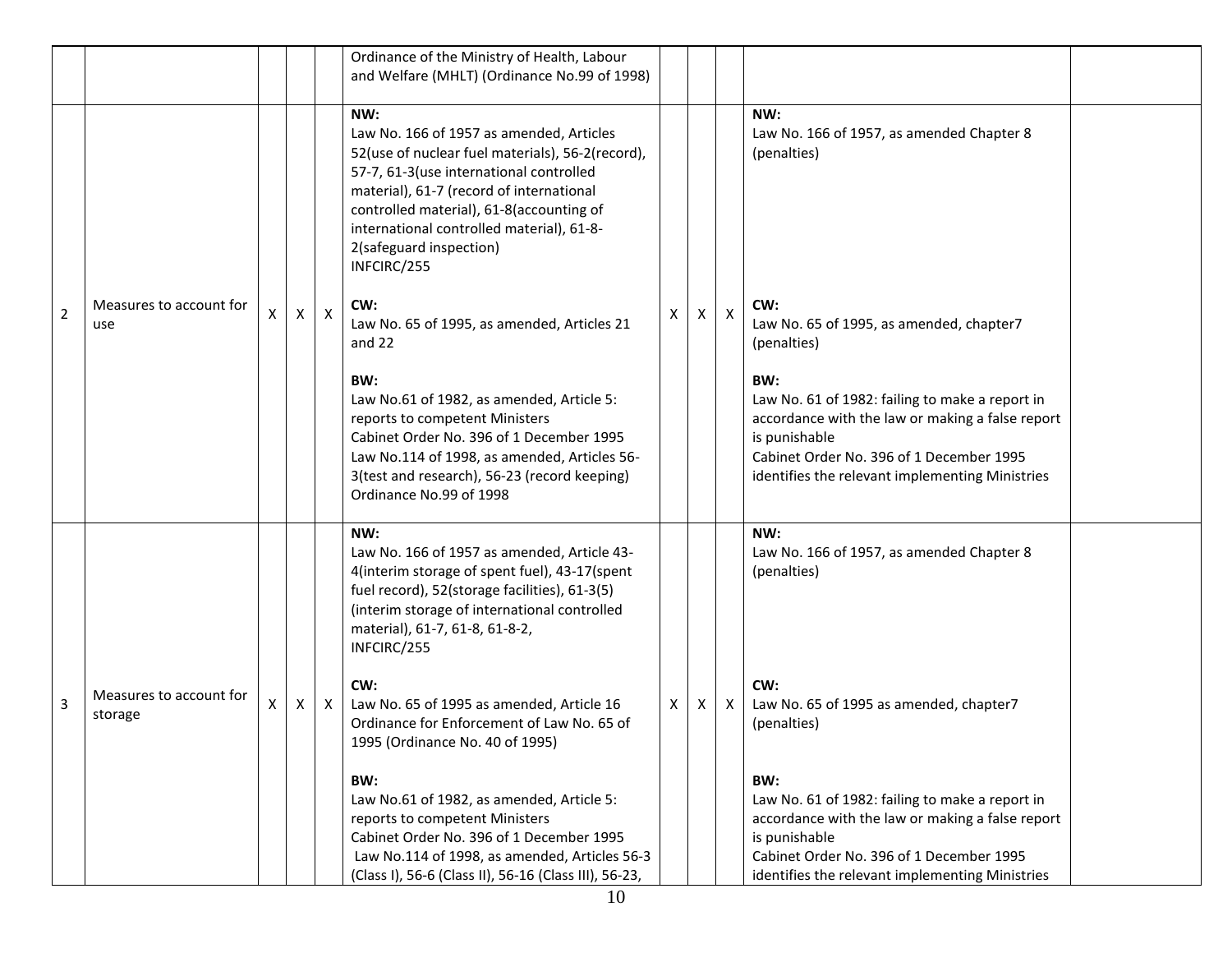| | | | | | | | | | | |
|---|---|---|---|---|---|---|---|---|---|---|
| | | | | | Ordinance of the Ministry of Health, Labour and Welfare (MHLT) (Ordinance No.99 of 1998) | | | | | |
| 2 | Measures to account for use | X | X | X | **NW:**<br>Law No. 166 of 1957 as amended, Articles 52(use of nuclear fuel materials), 56-2(record), 57-7, 61-3(use international controlled material), 61-7 (record of international controlled material), 61-8(accounting of international controlled material), 61-8-2(safeguard inspection)<br>INFCIRC/255<br><br>**CW:**<br>Law No. 65 of 1995, as amended, Articles 21 and 22<br><br>**BW:**<br>Law No.61 of 1982, as amended, Article 5: reports to competent Ministers<br>Cabinet Order No. 396 of 1 December 1995<br>Law No.114 of 1998, as amended, Articles 56-3(test and research), 56-23 (record keeping)<br>Ordinance No.99 of 1998 | X | X | X | **NW:**<br>Law No. 166 of 1957, as amended Chapter 8 (penalties)<br><br>**CW:**<br>Law No. 65 of 1995, as amended, chapter7 (penalties)<br><br>**BW:**<br>Law No. 61 of 1982: failing to make a report in accordance with the law or making a false report is punishable<br>Cabinet Order No. 396 of 1 December 1995 identifies the relevant implementing Ministries | |
| 3 | Measures to account for storage | X | X | X | **NW:**<br>Law No. 166 of 1957 as amended, Article 43-4(interim storage of spent fuel), 43-17(spent fuel record), 52(storage facilities), 61-3(5) (interim storage of international controlled material), 61-7, 61-8, 61-8-2,<br>INFCIRC/255<br><br>**CW:**<br>Law No. 65 of 1995 as amended, Article 16<br>Ordinance for Enforcement of Law No. 65 of 1995 (Ordinance No. 40 of 1995)<br><br>**BW:**<br>Law No.61 of 1982, as amended, Article 5: reports to competent Ministers<br>Cabinet Order No. 396 of 1 December 1995<br>Law No.114 of 1998, as amended, Articles 56-3 (Class I), 56-6 (Class II), 56-16 (Class III), 56-23, | X | X | X | **NW:**<br>Law No. 166 of 1957, as amended Chapter 8 (penalties)<br><br>**CW:**<br>Law No. 65 of 1995 as amended, chapter7 (penalties)<br><br>**BW:**<br>Law No. 61 of 1982: failing to make a report in accordance with the law or making a false report is punishable<br>Cabinet Order No. 396 of 1 December 1995 identifies the relevant implementing Ministries | |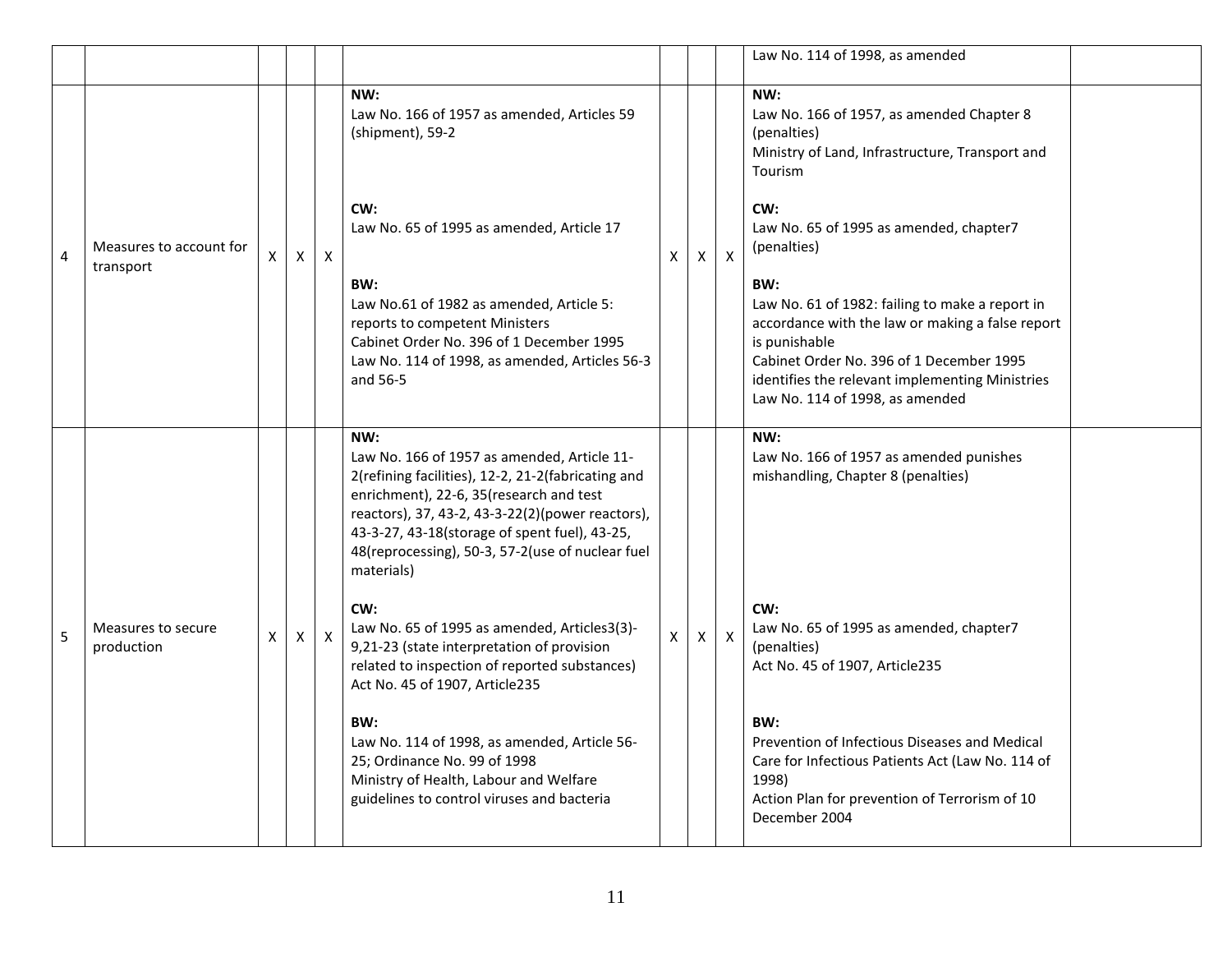| | | | | | | | | | | |
|---|---|---|---|---|---|---|---|---|---|---|
| | | | | | | | | | Law No. 114 of 1998, as amended | |
| 4 | Measures to account for transport | X | X | X | **NW:**<br>Law No. 166 of 1957 as amended, Articles 59 (shipment), 59-2<br><br>**CW:**<br>Law No. 65 of 1995 as amended, Article 17<br><br>**BW:**<br>Law No.61 of 1982 as amended, Article 5: reports to competent Ministers<br>Cabinet Order No. 396 of 1 December 1995<br>Law No. 114 of 1998, as amended, Articles 56-3 and 56-5 | X | X | X | **NW:**<br>Law No. 166 of 1957, as amended Chapter 8 (penalties)<br>Ministry of Land, Infrastructure, Transport and Tourism<br><br>**CW:**<br>Law No. 65 of 1995 as amended, chapter7 (penalties)<br><br>**BW:**<br>Law No. 61 of 1982: failing to make a report in accordance with the law or making a false report is punishable<br>Cabinet Order No. 396 of 1 December 1995 identifies the relevant implementing Ministries<br>Law No. 114 of 1998, as amended | |
| 5 | Measures to secure production | X | X | X | **NW:**<br>Law No. 166 of 1957 as amended, Article 11-2(refining facilities), 12-2, 21-2(fabricating and enrichment), 22-6, 35(research and test reactors), 37, 43-2, 43-3-22(2)(power reactors), 43-3-27, 43-18(storage of spent fuel), 43-25, 48(reprocessing), 50-3, 57-2(use of nuclear fuel materials)<br><br>**CW:**<br>Law No. 65 of 1995 as amended, Articles3(3)-9,21-23 (state interpretation of provision related to inspection of reported substances)<br>Act No. 45 of 1907, Article235<br><br>**BW:**<br>Law No. 114 of 1998, as amended, Article 56-25; Ordinance No. 99 of 1998<br>Ministry of Health, Labour and Welfare guidelines to control viruses and bacteria | X | X | X | **NW:**<br>Law No. 166 of 1957 as amended punishes mishandling, Chapter 8 (penalties)<br><br>**CW:**<br>Law No. 65 of 1995 as amended, chapter7 (penalties)<br>Act No. 45 of 1907, Article235<br><br>**BW:**<br>Prevention of Infectious Diseases and Medical Care for Infectious Patients Act (Law No. 114 of 1998)<br>Action Plan for prevention of Terrorism of 10 December 2004 | |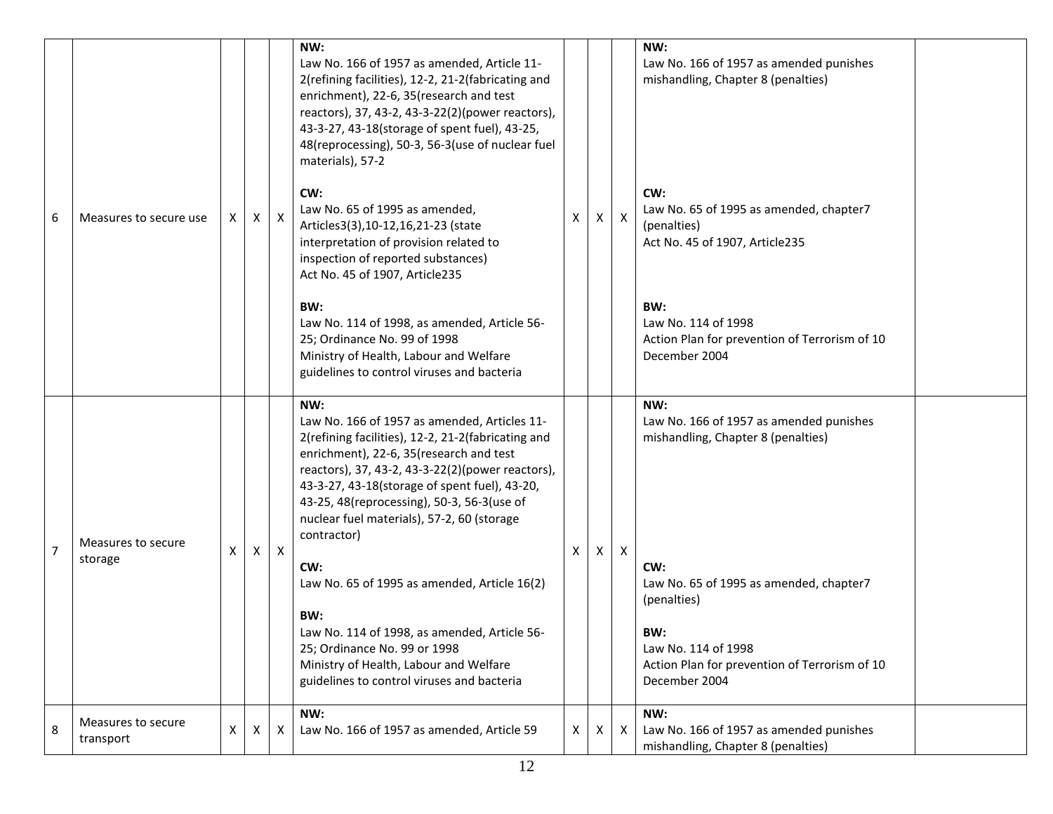| 6 | Measures to secure use | X | X | X | **NW:**<br>Law No. 166 of 1957 as amended, Article 11-2(refining facilities), 12-2, 21-2(fabricating and enrichment), 22-6, 35(research and test reactors), 37, 43-2, 43-3-22(2)(power reactors), 43-3-27, 43-18(storage of spent fuel), 43-25, 48(reprocessing), 50-3, 56-3(use of nuclear fuel materials), 57-2<br><br>**CW:**<br>Law No. 65 of 1995 as amended, Articles3(3),10-12,16,21-23 (state interpretation of provision related to inspection of reported substances)<br>Act No. 45 of 1907, Article235<br><br>**BW:**<br>Law No. 114 of 1998, as amended, Article 56-25; Ordinance No. 99 of 1998<br>Ministry of Health, Labour and Welfare guidelines to control viruses and bacteria | X | X | X | **NW:**<br>Law No. 166 of 1957 as amended punishes mishandling, Chapter 8 (penalties)<br><br>**CW:**<br>Law No. 65 of 1995 as amended, chapter7 (penalties)<br>Act No. 45 of 1907, Article235<br><br>**BW:**<br>Law No. 114 of 1998<br>Action Plan for prevention of Terrorism of 10 December 2004 | |
|---|---|---|---|---|---|---|---|---|---|---|
| 7 | Measures to secure storage | X | X | X | **NW:**<br>Law No. 166 of 1957 as amended, Articles 11-2(refining facilities), 12-2, 21-2(fabricating and enrichment), 22-6, 35(research and test reactors), 37, 43-2, 43-3-22(2)(power reactors), 43-3-27, 43-18(storage of spent fuel), 43-20, 43-25, 48(reprocessing), 50-3, 56-3(use of nuclear fuel materials), 57-2, 60 (storage contractor)<br><br>**CW:**<br>Law No. 65 of 1995 as amended, Article 16(2)<br><br>**BW:**<br>Law No. 114 of 1998, as amended, Article 56-25; Ordinance No. 99 or 1998<br>Ministry of Health, Labour and Welfare guidelines to control viruses and bacteria | X | X | X | **NW:**<br>Law No. 166 of 1957 as amended punishes mishandling, Chapter 8 (penalties)<br><br>**CW:**<br>Law No. 65 of 1995 as amended, chapter7 (penalties)<br><br>**BW:**<br>Law No. 114 of 1998<br>Action Plan for prevention of Terrorism of 10 December 2004 | |
| 8 | Measures to secure transport | X | X | X | **NW:**<br>Law No. 166 of 1957 as amended, Article 59 | X | X | X | **NW:**<br>Law No. 166 of 1957 as amended punishes mishandling, Chapter 8 (penalties) | |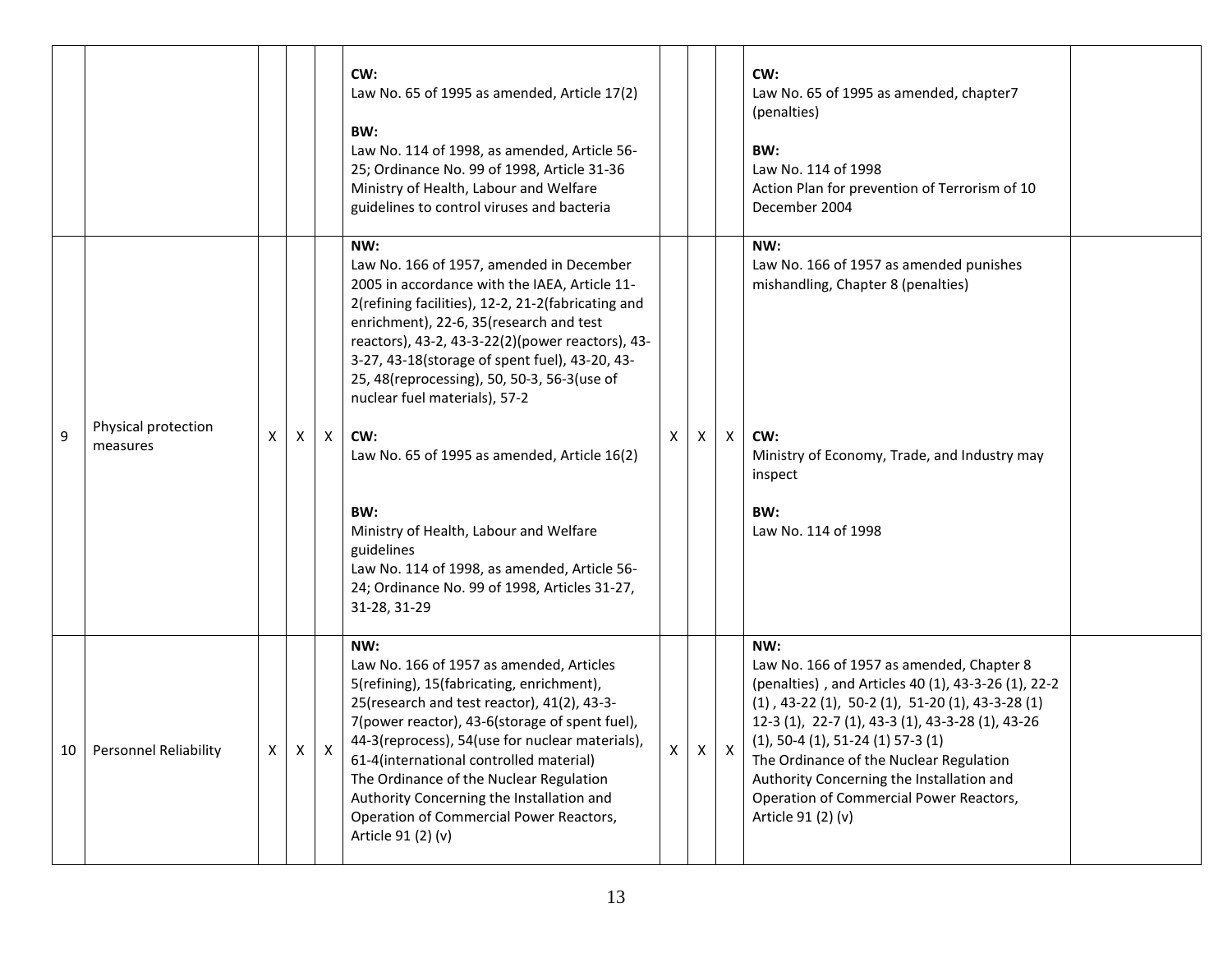| | | | | | | | | | | |
|---|---|---|---|---|---|---|---|---|---|---|
| | | | | | **CW:**<br>Law No. 65 of 1995 as amended, Article 17(2)<br><br>**BW:**<br>Law No. 114 of 1998, as amended, Article 56-25; Ordinance No. 99 of 1998, Article 31-36 Ministry of Health, Labour and Welfare guidelines to control viruses and bacteria | | | | **CW:**<br>Law No. 65 of 1995 as amended, chapter7 (penalties)<br><br>**BW:**<br>Law No. 114 of 1998<br>Action Plan for prevention of Terrorism of 10 December 2004 | |
| 9 | Physical protection measures | X | X | X | **NW:**<br>Law No. 166 of 1957, amended in December 2005 in accordance with the IAEA, Article 11-2(refining facilities), 12-2, 21-2(fabricating and enrichment), 22-6, 35(research and test reactors), 43-2, 43-3-22(2)(power reactors), 43-3-27, 43-18(storage of spent fuel), 43-20, 43-25, 48(reprocessing), 50, 50-3, 56-3(use of nuclear fuel materials), 57-2<br><br>**CW:**<br>Law No. 65 of 1995 as amended, Article 16(2)<br><br>**BW:**<br>Ministry of Health, Labour and Welfare guidelines<br>Law No. 114 of 1998, as amended, Article 56-24; Ordinance No. 99 of 1998, Articles 31-27, 31-28, 31-29 | X | X | X | **NW:**<br>Law No. 166 of 1957 as amended punishes mishandling, Chapter 8 (penalties)<br><br>**CW:**<br>Ministry of Economy, Trade, and Industry may inspect<br><br>**BW:**<br>Law No. 114 of 1998 | |
| 10 | Personnel Reliability | X | X | X | **NW:**<br>Law No. 166 of 1957 as amended, Articles 5(refining), 15(fabricating, enrichment), 25(research and test reactor), 41(2), 43-3-7(power reactor), 43-6(storage of spent fuel), 44-3(reprocess), 54(use for nuclear materials), 61-4(international controlled material)<br>The Ordinance of the Nuclear Regulation Authority Concerning the Installation and Operation of Commercial Power Reactors, Article 91 (2) (v) | X | X | X | **NW:**<br>Law No. 166 of 1957 as amended, Chapter 8 (penalties) , and Articles 40 (1), 43-3-26 (1), 22-2 (1) , 43-22 (1), 50-2 (1), 51-20 (1), 43-3-28 (1) 12-3 (1), 22-7 (1), 43-3 (1), 43-3-28 (1), 43-26 (1), 50-4 (1), 51-24 (1) 57-3 (1)<br>The Ordinance of the Nuclear Regulation Authority Concerning the Installation and Operation of Commercial Power Reactors, Article 91 (2) (v) | |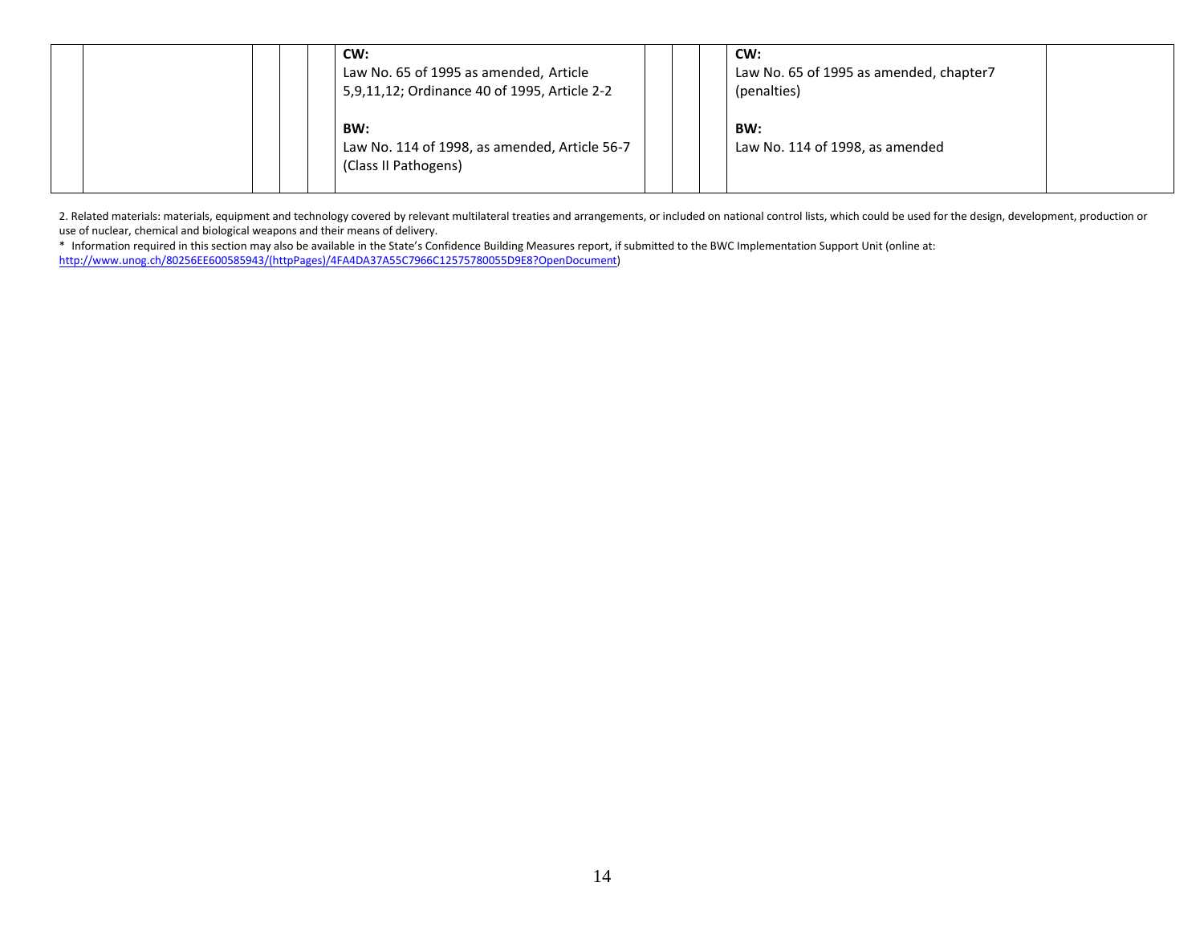| | | | | | CW:<br>Law No. 65 of 1995 as amended, Article 5,9,11,12; Ordinance 40 of 1995, Article 2-2<br><br>BW:<br>Law No. 114 of 1998, as amended, Article 56-7 (Class II Pathogens) | | | | CW:<br>Law No. 65 of 1995 as amended, chapter7 (penalties)<br><br>BW:<br>Law No. 114 of 1998, as amended | |
|---|---|---|---|---|---|---|---|---|---|---|

2. Related materials: materials, equipment and technology covered by relevant multilateral treaties and arrangements, or included on national control lists, which could be used for the design, development, production or use of nuclear, chemical and biological weapons and their means of delivery.

* Information required in this section may also be available in the State's Confidence Building Measures report, if submitted to the BWC Implementation Support Unit (online at: http://www.unog.ch/80256EE600585943/(httpPages)/4FA4DA37A55C7966C12575780055D9E8?OpenDocument)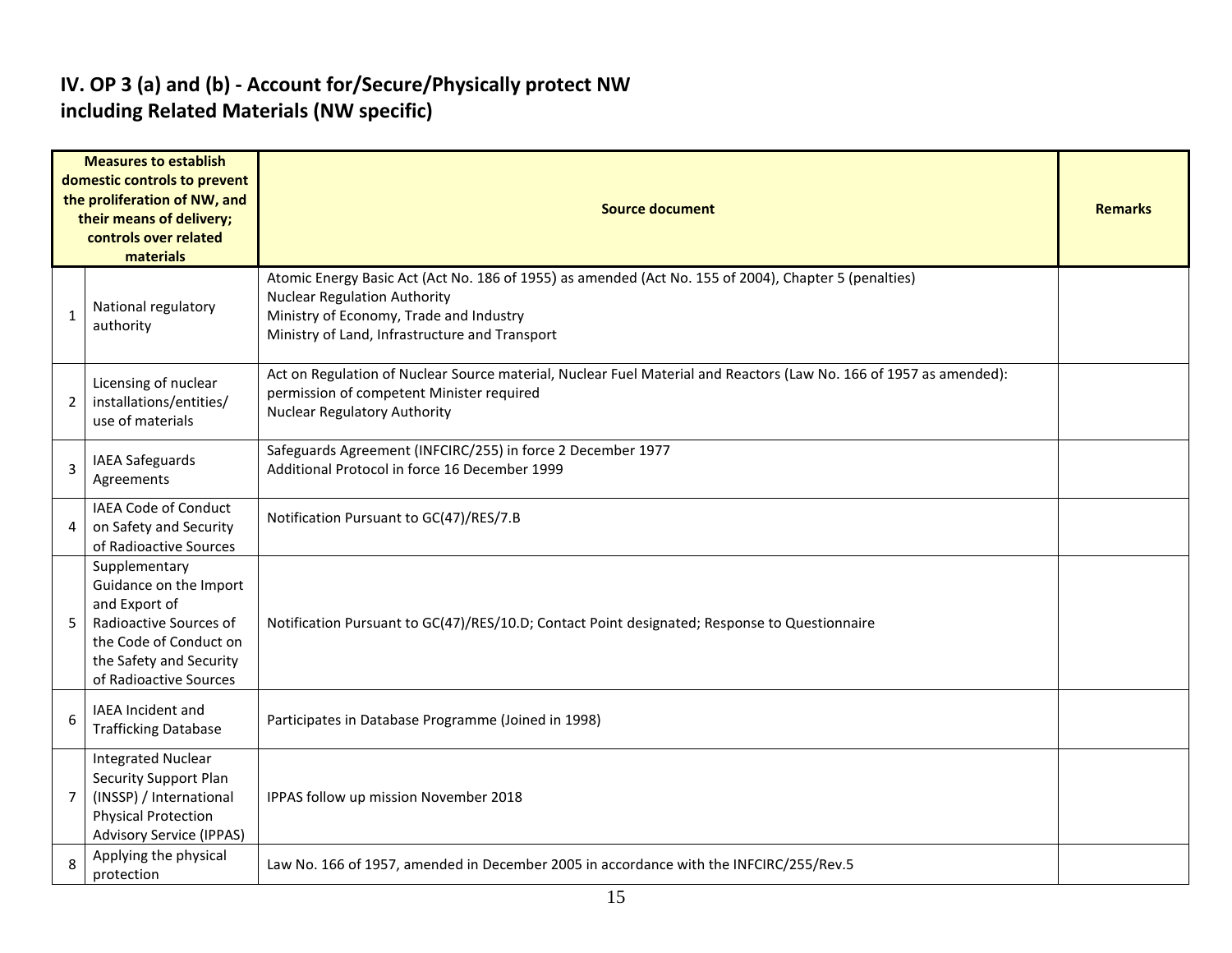## IV. OP 3 (a) and (b) - Account for/Secure/Physically protect NW including Related Materials (NW specific)

| | Measures to establish domestic controls to prevent the proliferation of NW, and their means of delivery; controls over related materials | Source document | Remarks |
|---|---|---|---|
| 1 | National regulatory authority | Atomic Energy Basic Act (Act No. 186 of 1955) as amended (Act No. 155 of 2004), Chapter 5 (penalties)<br>Nuclear Regulation Authority<br>Ministry of Economy, Trade and Industry<br>Ministry of Land, Infrastructure and Transport | |
| 2 | Licensing of nuclear installations/entities/ use of materials | Act on Regulation of Nuclear Source material, Nuclear Fuel Material and Reactors (Law No. 166 of 1957 as amended): permission of competent Minister required<br>Nuclear Regulatory Authority | |
| 3 | IAEA Safeguards Agreements | Safeguards Agreement (INFCIRC/255) in force 2 December 1977<br>Additional Protocol in force 16 December 1999 | |
| 4 | IAEA Code of Conduct on Safety and Security of Radioactive Sources | Notification Pursuant to GC(47)/RES/7.B | |
| 5 | Supplementary Guidance on the Import and Export of Radioactive Sources of the Code of Conduct on the Safety and Security of Radioactive Sources | Notification Pursuant to GC(47)/RES/10.D; Contact Point designated; Response to Questionnaire | |
| 6 | IAEA Incident and Trafficking Database | Participates in Database Programme (Joined in 1998) | |
| 7 | Integrated Nuclear Security Support Plan (INSSP) / International Physical Protection Advisory Service (IPPAS) | IPPAS follow up mission November 2018 | |
| 8 | Applying the physical protection | Law No. 166 of 1957, amended in December 2005 in accordance with the INFCIRC/255/Rev.5 | |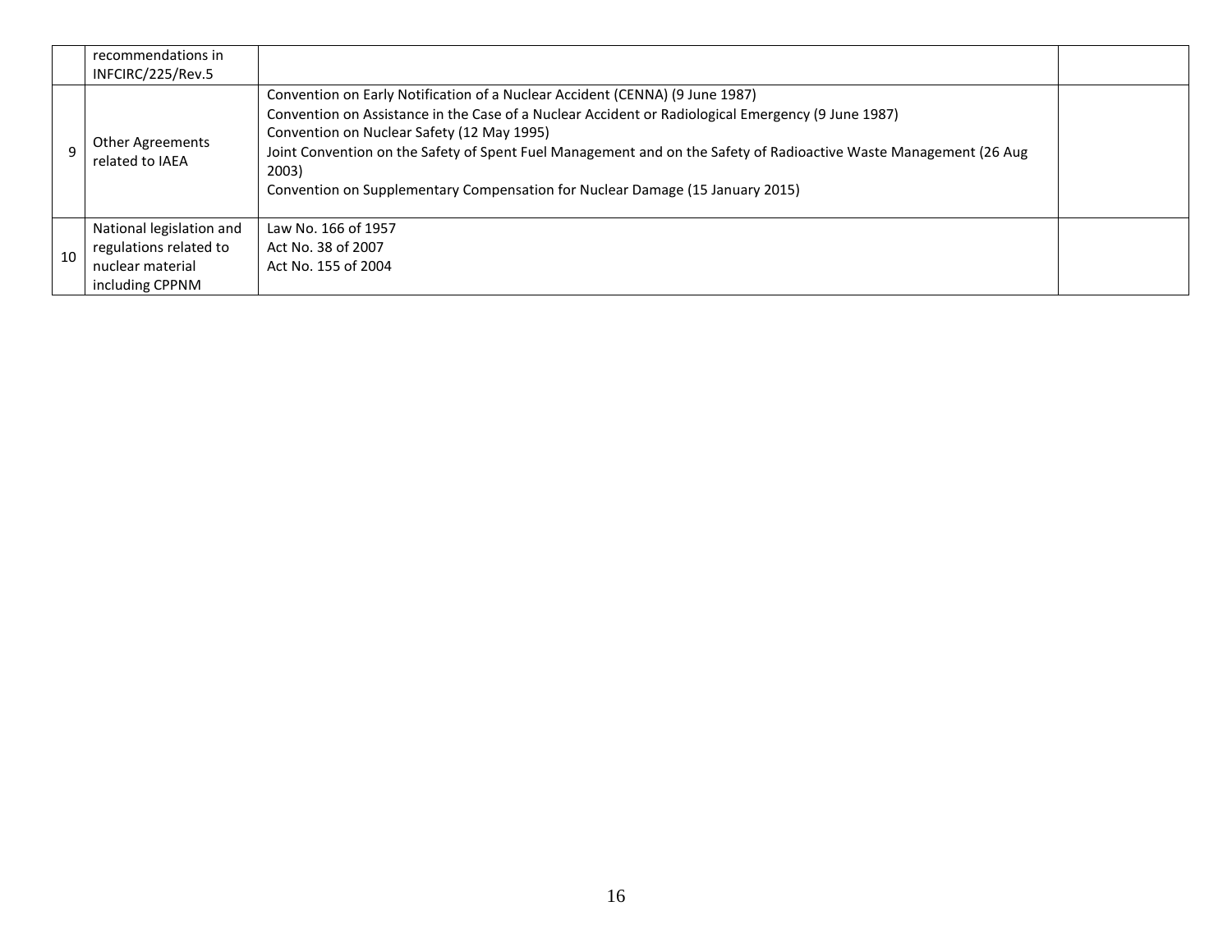| | | | |
|---|---|---|---|
| | recommendations in INFCIRC/225/Rev.5 | | |
| 9 | Other Agreements related to IAEA | Convention on Early Notification of a Nuclear Accident (CENNA) (9 June 1987)<br>Convention on Assistance in the Case of a Nuclear Accident or Radiological Emergency (9 June 1987)<br>Convention on Nuclear Safety (12 May 1995)<br>Joint Convention on the Safety of Spent Fuel Management and on the Safety of Radioactive Waste Management (26 Aug 2003)<br>Convention on Supplementary Compensation for Nuclear Damage (15 January 2015) | |
| 10 | National legislation and regulations related to nuclear material including CPPNM | Law No. 166 of 1957<br>Act No. 38 of 2007<br>Act No. 155 of 2004 | |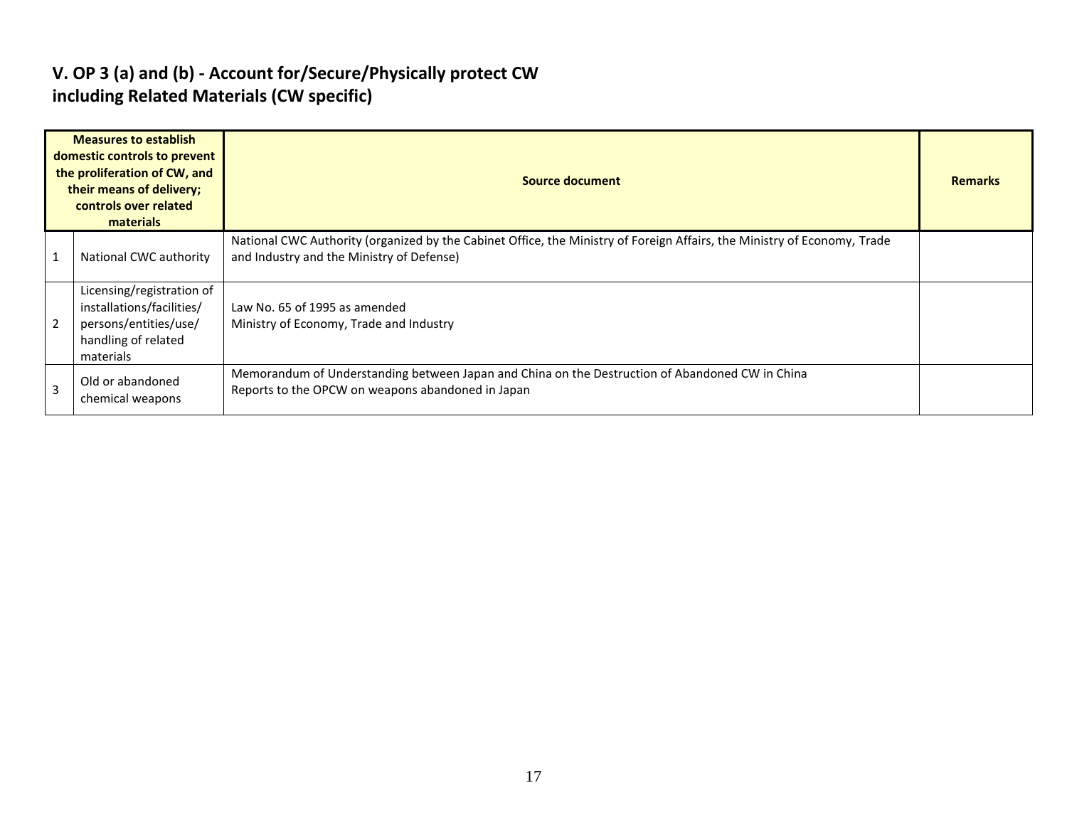## V. OP 3 (a) and (b) - Account for/Secure/Physically protect CW including Related Materials (CW specific)

| | Measures to establish domestic controls to prevent the proliferation of CW, and their means of delivery; controls over related materials | Source document | Remarks |
|---|---|---|---|
| 1 | National CWC authority | National CWC Authority (organized by the Cabinet Office, the Ministry of Foreign Affairs, the Ministry of Economy, Trade and Industry and the Ministry of Defense) | |
| 2 | Licensing/registration of installations/facilities/ persons/entities/use/ handling of related materials | Law No. 65 of 1995 as amended<br>Ministry of Economy, Trade and Industry | |
| 3 | Old or abandoned chemical weapons | Memorandum of Understanding between Japan and China on the Destruction of Abandoned CW in China<br>Reports to the OPCW on weapons abandoned in Japan | |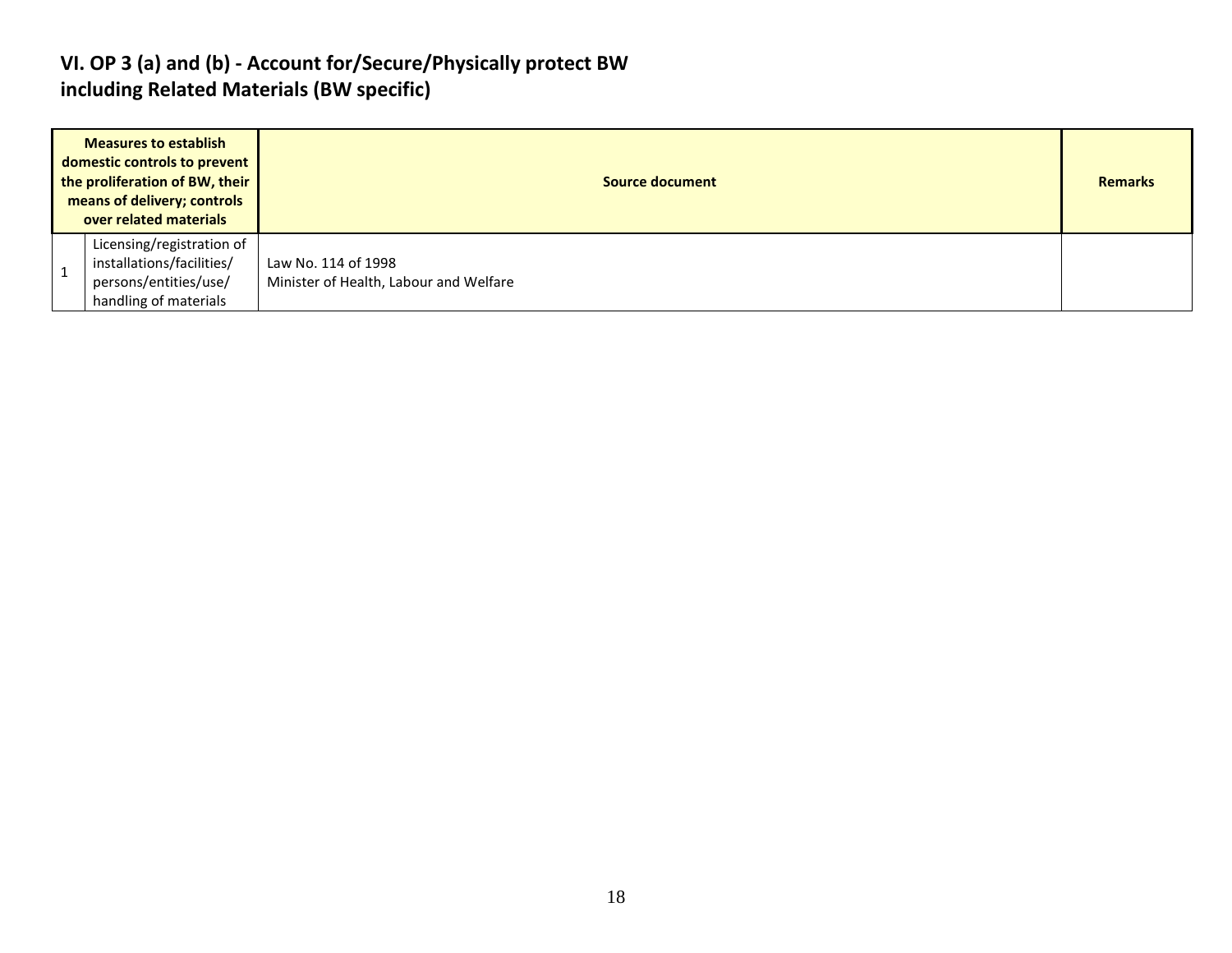## VI. OP 3 (a) and (b) - Account for/Secure/Physically protect BW including Related Materials (BW specific)

| Measures to establish domestic controls to prevent the proliferation of BW, their means of delivery; controls over related materials | | Source document | Remarks |
|---|---|---|---|
| 1 | Licensing/registration of installations/facilities/ persons/entities/use/ handling of materials | Law No. 114 of 1998<br>Minister of Health, Labour and Welfare | |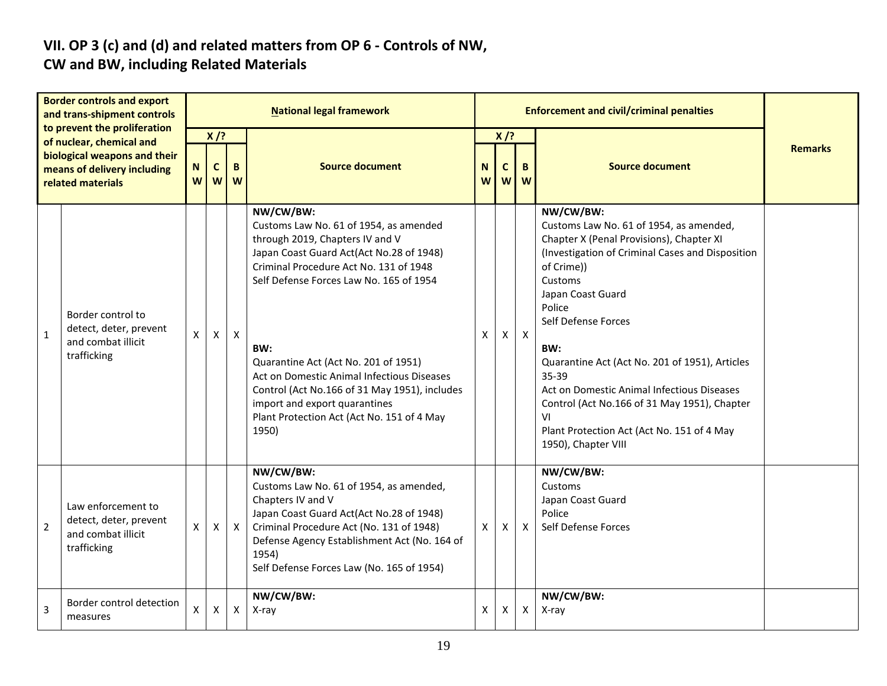## VII. OP 3 (c) and (d) and related matters from OP 6 - Controls of NW, CW and BW, including Related Materials

| | Border controls and export and trans-shipment controls to prevent the proliferation of nuclear, chemical and biological weapons and their means of delivery including related materials | National legal framework | | | | Enforcement and civil/criminal penalties | | | | Remarks |
|---|---|---|---|---|---|---|---|---|---|---|
| | | X /? | | | Source document | X /? | | | Source document | |
| | | NW | CW | BW | | NW | CW | BW | | |
| 1 | Border control to detect, deter, prevent and combat illicit trafficking | X | X | X | **NW/CW/BW:**<br>Customs Law No. 61 of 1954, as amended through 2019, Chapters IV and V<br>Japan Coast Guard Act(Act No.28 of 1948)<br>Criminal Procedure Act No. 131 of 1948<br>Self Defense Forces Law No. 165 of 1954<br><br>**BW:**<br>Quarantine Act (Act No. 201 of 1951)<br>Act on Domestic Animal Infectious Diseases Control (Act No.166 of 31 May 1951), includes import and export quarantines<br>Plant Protection Act (Act No. 151 of 4 May 1950) | X | X | X | **NW/CW/BW:**<br>Customs Law No. 61 of 1954, as amended, Chapter X (Penal Provisions), Chapter XI (Investigation of Criminal Cases and Disposition of Crime))<br>Customs<br>Japan Coast Guard<br>Police<br>Self Defense Forces<br><br>**BW:**<br>Quarantine Act (Act No. 201 of 1951), Articles 35-39<br>Act on Domestic Animal Infectious Diseases Control (Act No.166 of 31 May 1951), Chapter VI<br>Plant Protection Act (Act No. 151 of 4 May 1950), Chapter VIII | |
| 2 | Law enforcement to detect, deter, prevent and combat illicit trafficking | X | X | X | **NW/CW/BW:**<br>Customs Law No. 61 of 1954, as amended, Chapters IV and V<br>Japan Coast Guard Act(Act No.28 of 1948)<br>Criminal Procedure Act (No. 131 of 1948)<br>Defense Agency Establishment Act (No. 164 of 1954)<br>Self Defense Forces Law (No. 165 of 1954) | X | X | X | **NW/CW/BW:**<br>Customs<br>Japan Coast Guard<br>Police<br>Self Defense Forces | |
| 3 | Border control detection measures | X | X | X | **NW/CW/BW:**<br>X-ray | X | X | X | **NW/CW/BW:**<br>X-ray | |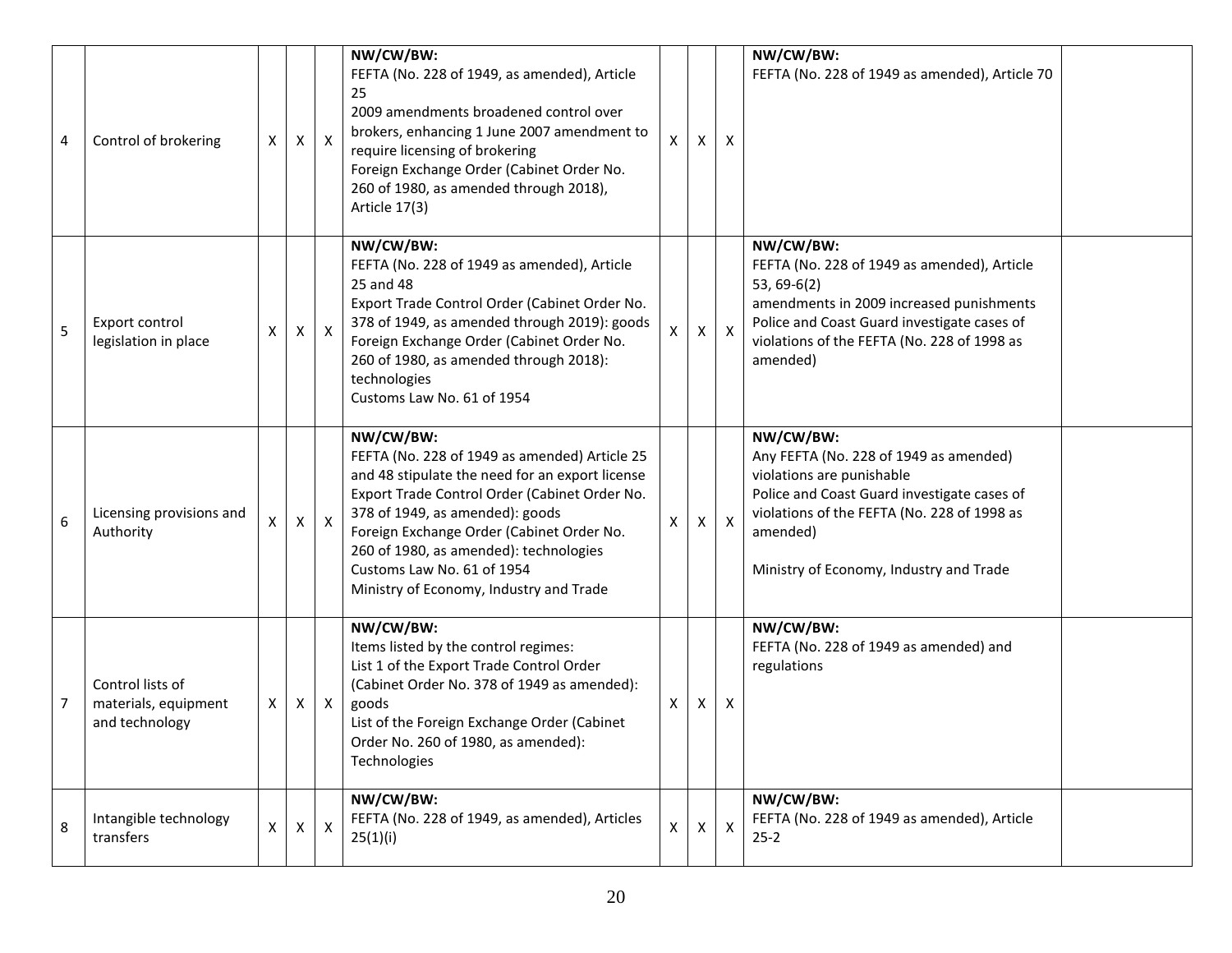| 4 | Control of brokering | X | X | X | **NW/CW/BW:**<br>FEFTA (No. 228 of 1949, as amended), Article 25<br>2009 amendments broadened control over brokers, enhancing 1 June 2007 amendment to require licensing of brokering<br>Foreign Exchange Order (Cabinet Order No. 260 of 1980, as amended through 2018), Article 17(3) | X | X | X | **NW/CW/BW:**<br>FEFTA (No. 228 of 1949 as amended), Article 70 | |
|---|---|---|---|---|---|---|---|---|---|---|
| 5 | Export control legislation in place | X | X | X | **NW/CW/BW:**<br>FEFTA (No. 228 of 1949 as amended), Article 25 and 48<br>Export Trade Control Order (Cabinet Order No. 378 of 1949, as amended through 2019): goods<br>Foreign Exchange Order (Cabinet Order No. 260 of 1980, as amended through 2018): technologies<br>Customs Law No. 61 of 1954 | X | X | X | **NW/CW/BW:**<br>FEFTA (No. 228 of 1949 as amended), Article 53, 69-6(2)<br>amendments in 2009 increased punishments<br>Police and Coast Guard investigate cases of violations of the FEFTA (No. 228 of 1998 as amended) | |
| 6 | Licensing provisions and Authority | X | X | X | **NW/CW/BW:**<br>FEFTA (No. 228 of 1949 as amended) Article 25 and 48 stipulate the need for an export license<br>Export Trade Control Order (Cabinet Order No. 378 of 1949, as amended): goods<br>Foreign Exchange Order (Cabinet Order No. 260 of 1980, as amended): technologies<br>Customs Law No. 61 of 1954<br>Ministry of Economy, Industry and Trade | X | X | X | **NW/CW/BW:**<br>Any FEFTA (No. 228 of 1949 as amended) violations are punishable<br>Police and Coast Guard investigate cases of violations of the FEFTA (No. 228 of 1998 as amended)<br><br>Ministry of Economy, Industry and Trade | |
| 7 | Control lists of materials, equipment and technology | X | X | X | **NW/CW/BW:**<br>Items listed by the control regimes:<br>List 1 of the Export Trade Control Order (Cabinet Order No. 378 of 1949 as amended): goods<br>List of the Foreign Exchange Order (Cabinet Order No. 260 of 1980, as amended): Technologies | X | X | X | **NW/CW/BW:**<br>FEFTA (No. 228 of 1949 as amended) and regulations | |
| 8 | Intangible technology transfers | X | X | X | **NW/CW/BW:**<br>FEFTA (No. 228 of 1949, as amended), Articles 25(1)(i) | X | X | X | **NW/CW/BW:**<br>FEFTA (No. 228 of 1949, as amended), Article 25-2 | |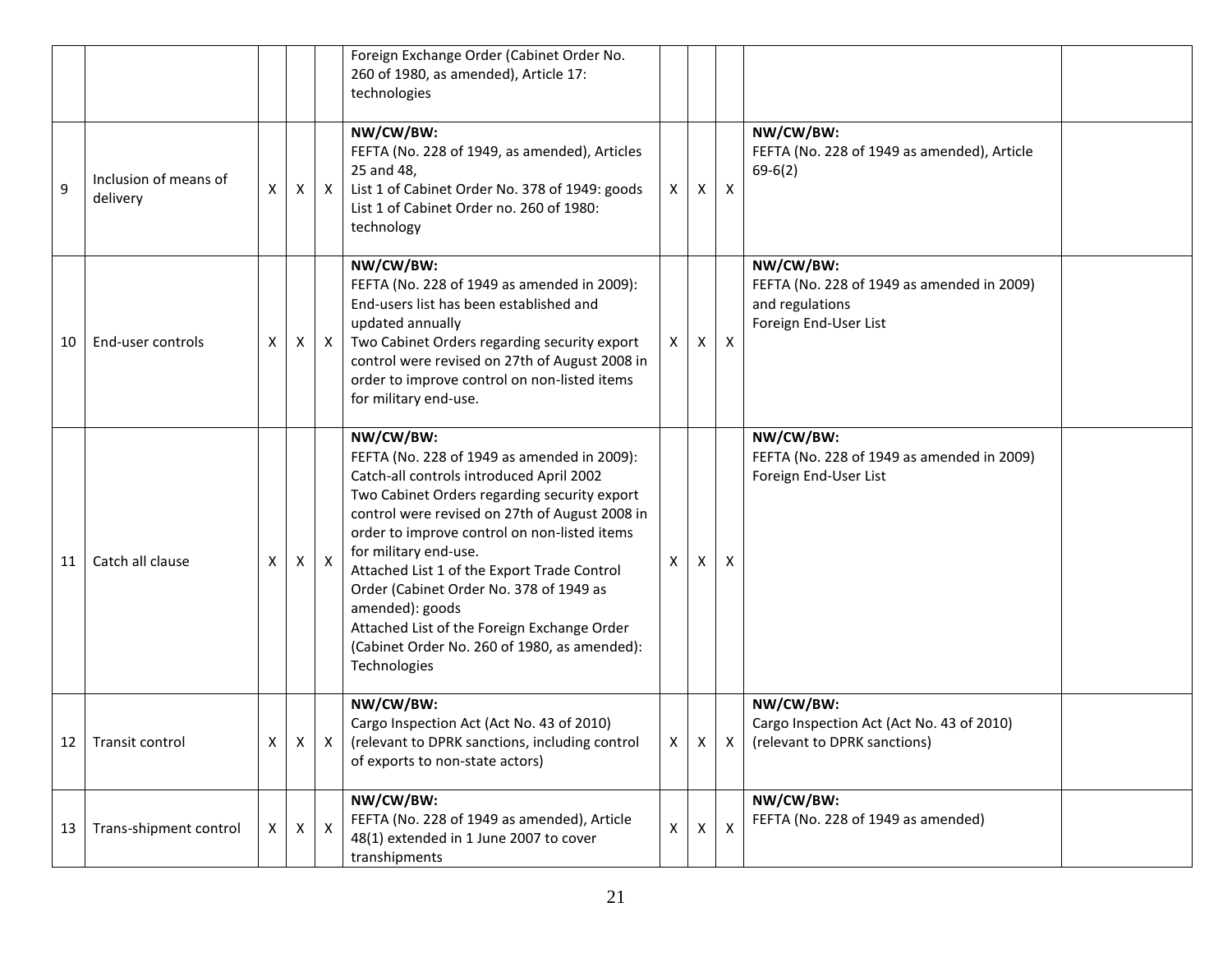| | | | | | | | | | | |
|---|---|---|---|---|---|---|---|---|---|---|
| | | | | | Foreign Exchange Order (Cabinet Order No. 260 of 1980, as amended), Article 17: technologies | | | | | |
| 9 | Inclusion of means of delivery | X | X | X | **NW/CW/BW:**<br>FEFTA (No. 228 of 1949, as amended), Articles 25 and 48,<br>List 1 of Cabinet Order No. 378 of 1949: goods<br>List 1 of Cabinet Order no. 260 of 1980: technology | X | X | X | **NW/CW/BW:**<br>FEFTA (No. 228 of 1949 as amended), Article 69-6(2) | |
| 10 | End-user controls | X | X | X | **NW/CW/BW:**<br>FEFTA (No. 228 of 1949 as amended in 2009): End-users list has been established and updated annually<br>Two Cabinet Orders regarding security export control were revised on 27th of August 2008 in order to improve control on non-listed items for military end-use. | X | X | X | **NW/CW/BW:**<br>FEFTA (No. 228 of 1949 as amended in 2009) and regulations<br>Foreign End-User List | |
| 11 | Catch all clause | X | X | X | **NW/CW/BW:**<br>FEFTA (No. 228 of 1949 as amended in 2009): Catch-all controls introduced April 2002<br>Two Cabinet Orders regarding security export control were revised on 27th of August 2008 in order to improve control on non-listed items for military end-use.<br>Attached List 1 of the Export Trade Control Order (Cabinet Order No. 378 of 1949 as amended): goods<br>Attached List of the Foreign Exchange Order (Cabinet Order No. 260 of 1980, as amended): Technologies | X | X | X | **NW/CW/BW:**<br>FEFTA (No. 228 of 1949 as amended in 2009)<br>Foreign End-User List | |
| 12 | Transit control | X | X | X | **NW/CW/BW:**<br>Cargo Inspection Act (Act No. 43 of 2010) (relevant to DPRK sanctions, including control of exports to non-state actors) | X | X | X | **NW/CW/BW:**<br>Cargo Inspection Act (Act No. 43 of 2010) (relevant to DPRK sanctions) | |
| 13 | Trans-shipment control | X | X | X | **NW/CW/BW:**<br>FEFTA (No. 228 of 1949 as amended), Article 48(1) extended in 1 June 2007 to cover transhipments | X | X | X | **NW/CW/BW:**<br>FEFTA (No. 228 of 1949 as amended) | |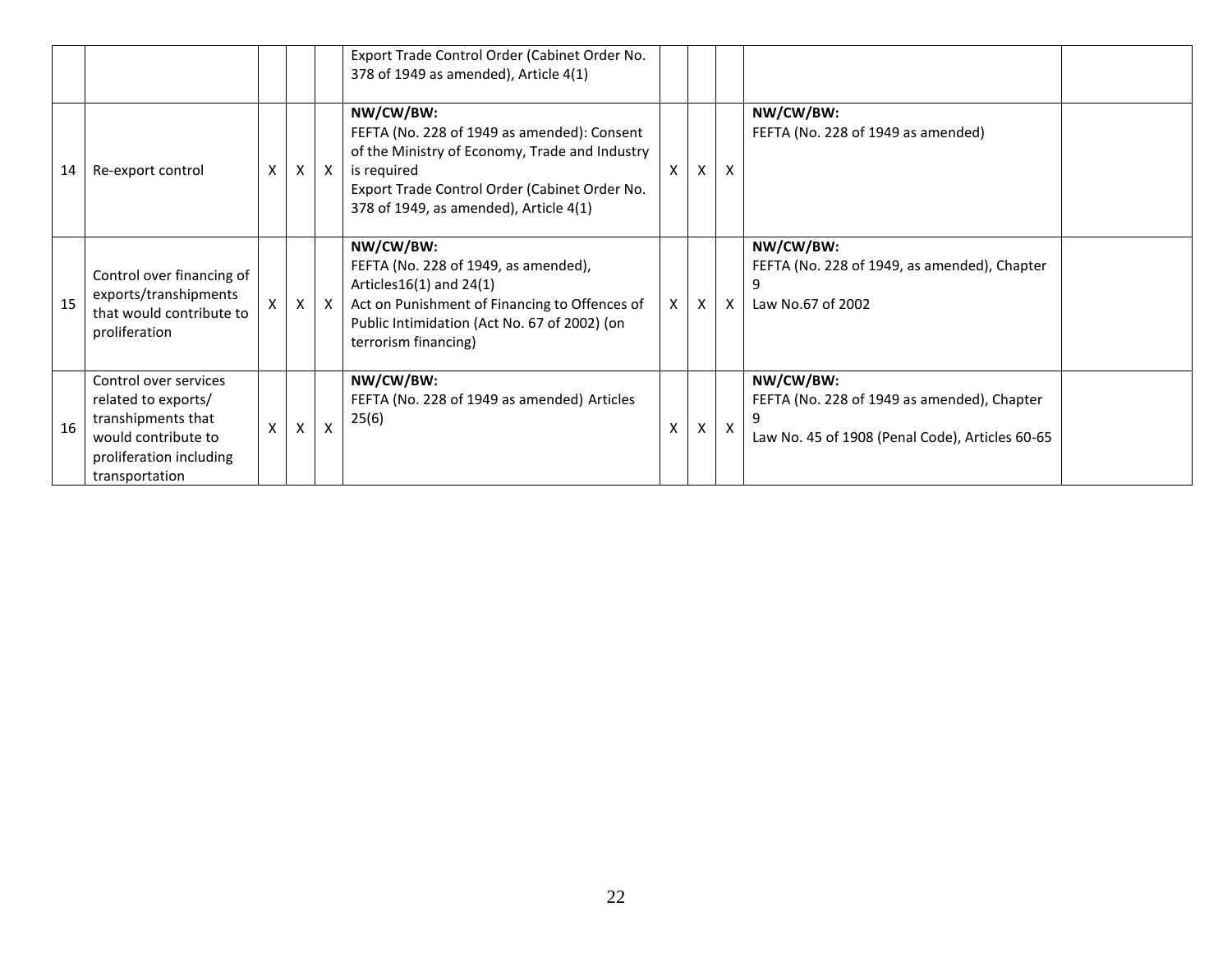| | | | | | | | | | | |
|---|---|---|---|---|---|---|---|---|---|---|
| | | | | | Export Trade Control Order (Cabinet Order No. 378 of 1949 as amended), Article 4(1) | | | | | |
| 14 | Re-export control | X | X | X | **NW/CW/BW:**<br>FEFTA (No. 228 of 1949 as amended): Consent of the Ministry of Economy, Trade and Industry is required<br>Export Trade Control Order (Cabinet Order No. 378 of 1949, as amended), Article 4(1) | X | X | X | **NW/CW/BW:**<br>FEFTA (No. 228 of 1949 as amended) | |
| 15 | Control over financing of exports/transhipments that would contribute to proliferation | X | X | X | **NW/CW/BW:**<br>FEFTA (No. 228 of 1949, as amended), Articles16(1) and 24(1)<br>Act on Punishment of Financing to Offences of Public Intimidation (Act No. 67 of 2002) (on terrorism financing) | X | X | X | **NW/CW/BW:**<br>FEFTA (No. 228 of 1949, as amended), Chapter 9<br>Law No.67 of 2002 | |
| 16 | Control over services related to exports/ transhipments that would contribute to proliferation including transportation | X | X | X | **NW/CW/BW:**<br>FEFTA (No. 228 of 1949 as amended) Articles 25(6) | X | X | X | **NW/CW/BW:**<br>FEFTA (No. 228 of 1949 as amended), Chapter 9<br>Law No. 45 of 1908 (Penal Code), Articles 60-65 | |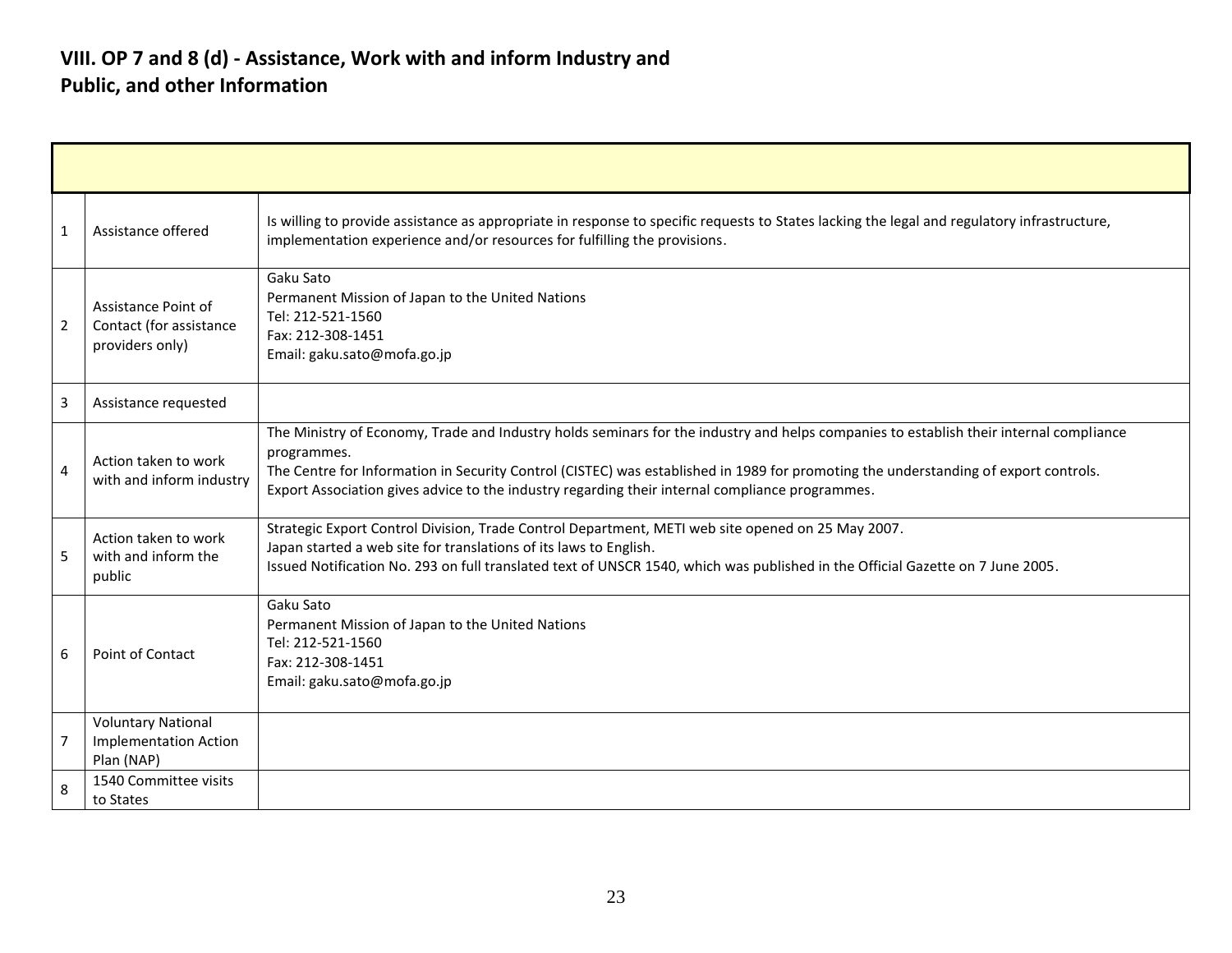## VIII. OP 7 and 8 (d) - Assistance, Work with and inform Industry and Public, and other Information

| | | |
|---|---|---|
| 1 | Assistance offered | Is willing to provide assistance as appropriate in response to specific requests to States lacking the legal and regulatory infrastructure, implementation experience and/or resources for fulfilling the provisions. |
| 2 | Assistance Point of Contact (for assistance providers only) | Gaku Sato<br>Permanent Mission of Japan to the United Nations<br>Tel: 212-521-1560<br>Fax: 212-308-1451<br>Email: gaku.sato@mofa.go.jp |
| 3 | Assistance requested | |
| 4 | Action taken to work with and inform industry | The Ministry of Economy, Trade and Industry holds seminars for the industry and helps companies to establish their internal compliance programmes.<br>The Centre for Information in Security Control (CISTEC) was established in 1989 for promoting the understanding of export controls.<br>Export Association gives advice to the industry regarding their internal compliance programmes. |
| 5 | Action taken to work with and inform the public | Strategic Export Control Division, Trade Control Department, METI web site opened on 25 May 2007.<br>Japan started a web site for translations of its laws to English.<br>Issued Notification No. 293 on full translated text of UNSCR 1540, which was published in the Official Gazette on 7 June 2005. |
| 6 | Point of Contact | Gaku Sato<br>Permanent Mission of Japan to the United Nations<br>Tel: 212-521-1560<br>Fax: 212-308-1451<br>Email: gaku.sato@mofa.go.jp |
| 7 | Voluntary National Implementation Action Plan (NAP) | |
| 8 | 1540 Committee visits to States | |